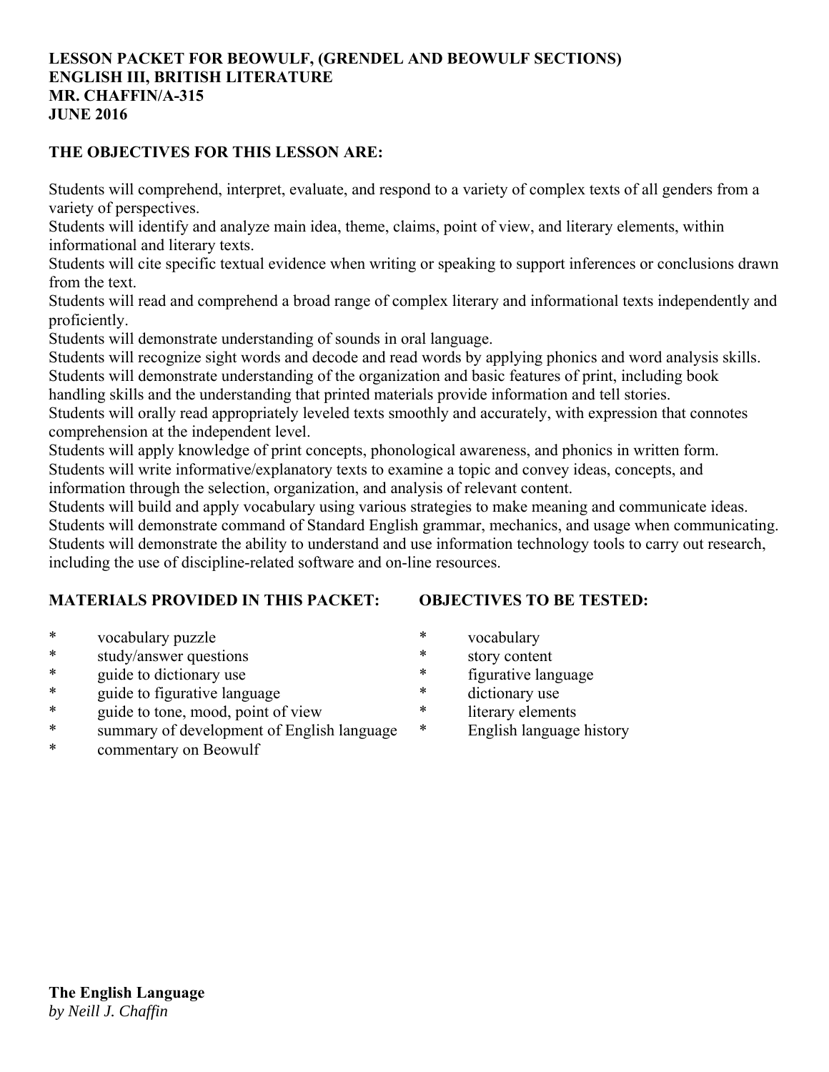**LESSON PACKET FOR BEOWULF, (GRENDEL AND BEOWULF SECTIONS)**
**ENGLISH III, BRITISH LITERATURE**
**MR. CHAFFIN/A-315**
**JUNE 2016**

**THE OBJECTIVES FOR THIS LESSON ARE:**

Students will comprehend, interpret, evaluate, and respond to a variety of complex texts of all genders from a variety of perspectives.
Students will identify and analyze main idea, theme, claims, point of view, and literary elements, within informational and literary texts.
Students will cite specific textual evidence when writing or speaking to support inferences or conclusions drawn from the text.
Students will read and comprehend a broad range of complex literary and informational texts independently and proficiently.
Students will demonstrate understanding of sounds in oral language.
Students will recognize sight words and decode and read words by applying phonics and word analysis skills.
Students will demonstrate understanding of the organization and basic features of print, including book handling skills and the understanding that printed materials provide information and tell stories.
Students will orally read appropriately leveled texts smoothly and accurately, with expression that connotes comprehension at the independent level.
Students will apply knowledge of print concepts, phonological awareness, and phonics in written form.
Students will write informative/explanatory texts to examine a topic and convey ideas, concepts, and information through the selection, organization, and analysis of relevant content.
Students will build and apply vocabulary using various strategies to make meaning and communicate ideas.
Students will demonstrate command of Standard English grammar, mechanics, and usage when communicating.
Students will demonstrate the ability to understand and use information technology tools to carry out research, including the use of discipline-related software and on-line resources.

**MATERIALS PROVIDED IN THIS PACKET:**

* vocabulary puzzle
* study/answer questions
* guide to dictionary use
* guide to figurative language
* guide to tone, mood, point of view
* summary of development of English language
* commentary on Beowulf

**OBJECTIVES TO BE TESTED:**

* vocabulary
* story content
* figurative language
* dictionary use
* literary elements
* English language history

**The English Language**
*by Neill J. Chaffin*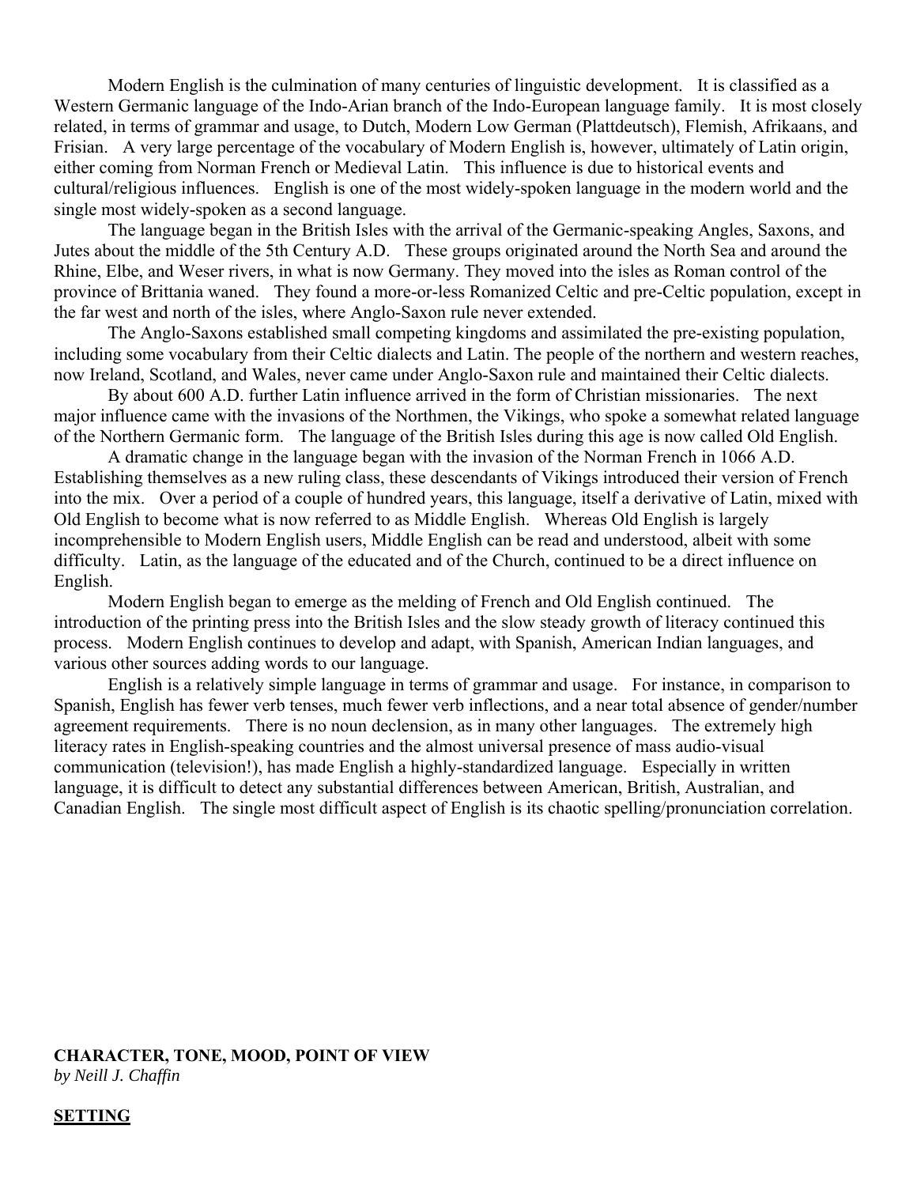Modern English is the culmination of many centuries of linguistic development. It is classified as a Western Germanic language of the Indo-Arian branch of the Indo-European language family. It is most closely related, in terms of grammar and usage, to Dutch, Modern Low German (Plattdeutsch), Flemish, Afrikaans, and Frisian. A very large percentage of the vocabulary of Modern English is, however, ultimately of Latin origin, either coming from Norman French or Medieval Latin. This influence is due to historical events and cultural/religious influences. English is one of the most widely-spoken language in the modern world and the single most widely-spoken as a second language.

The language began in the British Isles with the arrival of the Germanic-speaking Angles, Saxons, and Jutes about the middle of the 5th Century A.D. These groups originated around the North Sea and around the Rhine, Elbe, and Weser rivers, in what is now Germany. They moved into the isles as Roman control of the province of Brittania waned. They found a more-or-less Romanized Celtic and pre-Celtic population, except in the far west and north of the isles, where Anglo-Saxon rule never extended.

The Anglo-Saxons established small competing kingdoms and assimilated the pre-existing population, including some vocabulary from their Celtic dialects and Latin. The people of the northern and western reaches, now Ireland, Scotland, and Wales, never came under Anglo-Saxon rule and maintained their Celtic dialects.

By about 600 A.D. further Latin influence arrived in the form of Christian missionaries. The next major influence came with the invasions of the Northmen, the Vikings, who spoke a somewhat related language of the Northern Germanic form. The language of the British Isles during this age is now called Old English.

A dramatic change in the language began with the invasion of the Norman French in 1066 A.D. Establishing themselves as a new ruling class, these descendants of Vikings introduced their version of French into the mix. Over a period of a couple of hundred years, this language, itself a derivative of Latin, mixed with Old English to become what is now referred to as Middle English. Whereas Old English is largely incomprehensible to Modern English users, Middle English can be read and understood, albeit with some difficulty. Latin, as the language of the educated and of the Church, continued to be a direct influence on English.

Modern English began to emerge as the melding of French and Old English continued. The introduction of the printing press into the British Isles and the slow steady growth of literacy continued this process. Modern English continues to develop and adapt, with Spanish, American Indian languages, and various other sources adding words to our language.

English is a relatively simple language in terms of grammar and usage. For instance, in comparison to Spanish, English has fewer verb tenses, much fewer verb inflections, and a near total absence of gender/number agreement requirements. There is no noun declension, as in many other languages. The extremely high literacy rates in English-speaking countries and the almost universal presence of mass audio-visual communication (television!), has made English a highly-standardized language. Especially in written language, it is difficult to detect any substantial differences between American, British, Australian, and Canadian English. The single most difficult aspect of English is its chaotic spelling/pronunciation correlation.

## CHARACTER, TONE, MOOD, POINT OF VIEW

*by Neill J. Chaffin*

### SETTING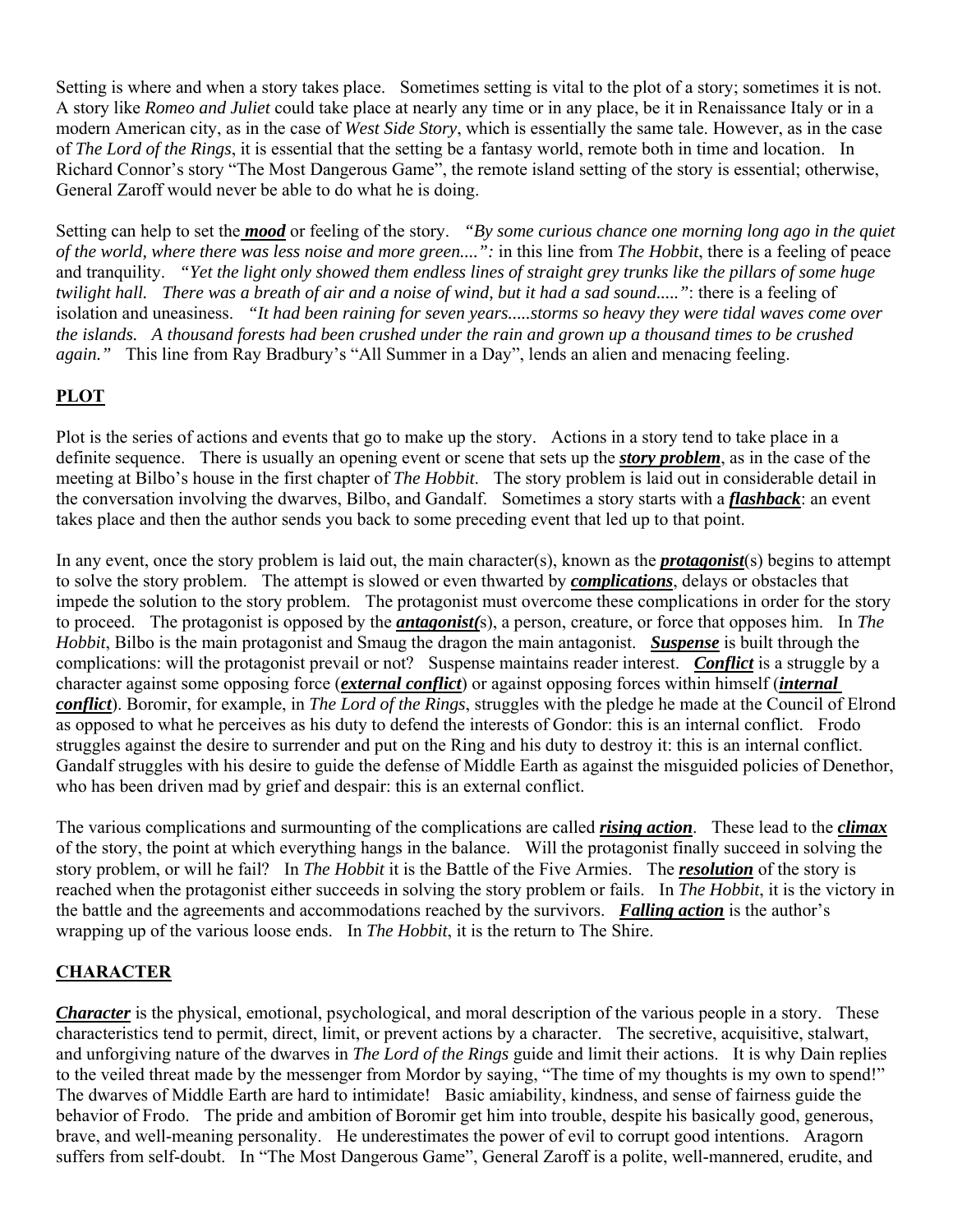Setting is where and when a story takes place. Sometimes setting is vital to the plot of a story; sometimes it is not. A story like *Romeo and Juliet* could take place at nearly any time or in any place, be it in Renaissance Italy or in a modern American city, as in the case of *West Side Story*, which is essentially the same tale. However, as in the case of *The Lord of the Rings*, it is essential that the setting be a fantasy world, remote both in time and location. In Richard Connor's story "The Most Dangerous Game", the remote island setting of the story is essential; otherwise, General Zaroff would never be able to do what he is doing.

Setting can help to set the ***mood*** or feeling of the story. *"By some curious chance one morning long ago in the quiet of the world, where there was less noise and more green....":* in this line from *The Hobbit*, there is a feeling of peace and tranquility. *"Yet the light only showed them endless lines of straight grey trunks like the pillars of some huge twilight hall. There was a breath of air and a noise of wind, but it had a sad sound....."*: there is a feeling of isolation and uneasiness. *"It had been raining for seven years.....storms so heavy they were tidal waves come over the islands. A thousand forests had been crushed under the rain and grown up a thousand times to be crushed again."* This line from Ray Bradbury's "All Summer in a Day", lends an alien and menacing feeling.

## PLOT

Plot is the series of actions and events that go to make up the story. Actions in a story tend to take place in a definite sequence. There is usually an opening event or scene that sets up the ***story problem***, as in the case of the meeting at Bilbo's house in the first chapter of *The Hobbit*. The story problem is laid out in considerable detail in the conversation involving the dwarves, Bilbo, and Gandalf. Sometimes a story starts with a ***flashback***: an event takes place and then the author sends you back to some preceding event that led up to that point.

In any event, once the story problem is laid out, the main character(s), known as the ***protagonist***(s) begins to attempt to solve the story problem. The attempt is slowed or even thwarted by ***complications***, delays or obstacles that impede the solution to the story problem. The protagonist must overcome these complications in order for the story to proceed. The protagonist is opposed by the ***antagonist(***s), a person, creature, or force that opposes him. In *The Hobbit*, Bilbo is the main protagonist and Smaug the dragon the main antagonist. ***Suspense*** is built through the complications: will the protagonist prevail or not? Suspense maintains reader interest. ***Conflict*** is a struggle by a character against some opposing force (***external conflict***) or against opposing forces within himself (***internal conflict***). Boromir, for example, in *The Lord of the Rings*, struggles with the pledge he made at the Council of Elrond as opposed to what he perceives as his duty to defend the interests of Gondor: this is an internal conflict. Frodo struggles against the desire to surrender and put on the Ring and his duty to destroy it: this is an internal conflict. Gandalf struggles with his desire to guide the defense of Middle Earth as against the misguided policies of Denethor, who has been driven mad by grief and despair: this is an external conflict.

The various complications and surmounting of the complications are called ***rising action***. These lead to the ***climax*** of the story, the point at which everything hangs in the balance. Will the protagonist finally succeed in solving the story problem, or will he fail? In *The Hobbit* it is the Battle of the Five Armies. The ***resolution*** of the story is reached when the protagonist either succeeds in solving the story problem or fails. In *The Hobbit*, it is the victory in the battle and the agreements and accommodations reached by the survivors. ***Falling action*** is the author's wrapping up of the various loose ends. In *The Hobbit*, it is the return to The Shire.

## CHARACTER

***Character*** is the physical, emotional, psychological, and moral description of the various people in a story. These characteristics tend to permit, direct, limit, or prevent actions by a character. The secretive, acquisitive, stalwart, and unforgiving nature of the dwarves in *The Lord of the Rings* guide and limit their actions. It is why Dain replies to the veiled threat made by the messenger from Mordor by saying, "The time of my thoughts is my own to spend!" The dwarves of Middle Earth are hard to intimidate! Basic amiability, kindness, and sense of fairness guide the behavior of Frodo. The pride and ambition of Boromir get him into trouble, despite his basically good, generous, brave, and well-meaning personality. He underestimates the power of evil to corrupt good intentions. Aragorn suffers from self-doubt. In "The Most Dangerous Game", General Zaroff is a polite, well-mannered, erudite, and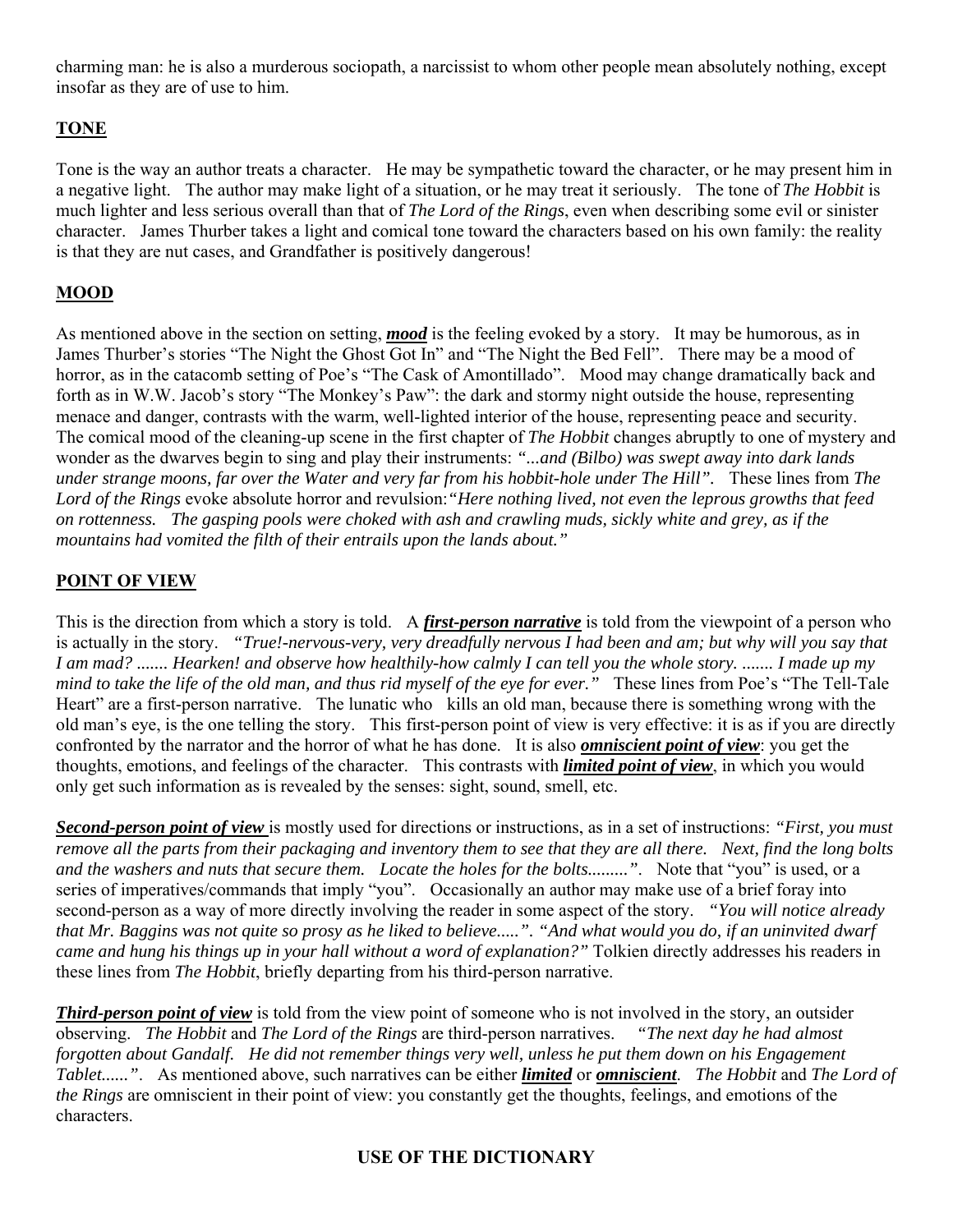charming man: he is also a murderous sociopath, a narcissist to whom other people mean absolutely nothing, except insofar as they are of use to him.

## TONE

Tone is the way an author treats a character. He may be sympathetic toward the character, or he may present him in a negative light. The author may make light of a situation, or he may treat it seriously. The tone of *The Hobbit* is much lighter and less serious overall than that of *The Lord of the Rings*, even when describing some evil or sinister character. James Thurber takes a light and comical tone toward the characters based on his own family: the reality is that they are nut cases, and Grandfather is positively dangerous!

## MOOD

As mentioned above in the section on setting, ***mood*** is the feeling evoked by a story. It may be humorous, as in James Thurber's stories "The Night the Ghost Got In" and "The Night the Bed Fell". There may be a mood of horror, as in the catacomb setting of Poe's "The Cask of Amontillado". Mood may change dramatically back and forth as in W.W. Jacob's story "The Monkey's Paw": the dark and stormy night outside the house, representing menace and danger, contrasts with the warm, well-lighted interior of the house, representing peace and security. The comical mood of the cleaning-up scene in the first chapter of *The Hobbit* changes abruptly to one of mystery and wonder as the dwarves begin to sing and play their instruments: *"...and (Bilbo) was swept away into dark lands under strange moons, far over the Water and very far from his hobbit-hole under The Hill".* These lines from *The Lord of the Rings* evoke absolute horror and revulsion:*"Here nothing lived, not even the leprous growths that feed on rottenness. The gasping pools were choked with ash and crawling muds, sickly white and grey, as if the mountains had vomited the filth of their entrails upon the lands about."*

## POINT OF VIEW

This is the direction from which a story is told. A ***first-person narrative*** is told from the viewpoint of a person who is actually in the story. *"True!-nervous-very, very dreadfully nervous I had been and am; but why will you say that I am mad? ....... Hearken! and observe how healthily-how calmly I can tell you the whole story. ....... I made up my mind to take the life of the old man, and thus rid myself of the eye for ever."* These lines from Poe's "The Tell-Tale Heart" are a first-person narrative. The lunatic who kills an old man, because there is something wrong with the old man's eye, is the one telling the story. This first-person point of view is very effective: it is as if you are directly confronted by the narrator and the horror of what he has done. It is also ***omniscient point of view***: you get the thoughts, emotions, and feelings of the character. This contrasts with ***limited point of view***, in which you would only get such information as is revealed by the senses: sight, sound, smell, etc.

***Second-person point of view*** is mostly used for directions or instructions, as in a set of instructions: *"First, you must remove all the parts from their packaging and inventory them to see that they are all there. Next, find the long bolts and the washers and nuts that secure them. Locate the holes for the bolts.........".* Note that "you" is used, or a series of imperatives/commands that imply "you". Occasionally an author may make use of a brief foray into second-person as a way of more directly involving the reader in some aspect of the story. *"You will notice already that Mr. Baggins was not quite so prosy as he liked to believe.....". "And what would you do, if an uninvited dwarf came and hung his things up in your hall without a word of explanation?"* Tolkien directly addresses his readers in these lines from *The Hobbit*, briefly departing from his third-person narrative.

***Third-person point of view*** is told from the view point of someone who is not involved in the story, an outsider observing. *The Hobbit* and *The Lord of the Rings* are third-person narratives. *"The next day he had almost forgotten about Gandalf. He did not remember things very well, unless he put them down on his Engagement Tablet......".* As mentioned above, such narratives can be either ***limited*** or ***omniscient***. *The Hobbit* and *The Lord of the Rings* are omniscient in their point of view: you constantly get the thoughts, feelings, and emotions of the characters.

## USE OF THE DICTIONARY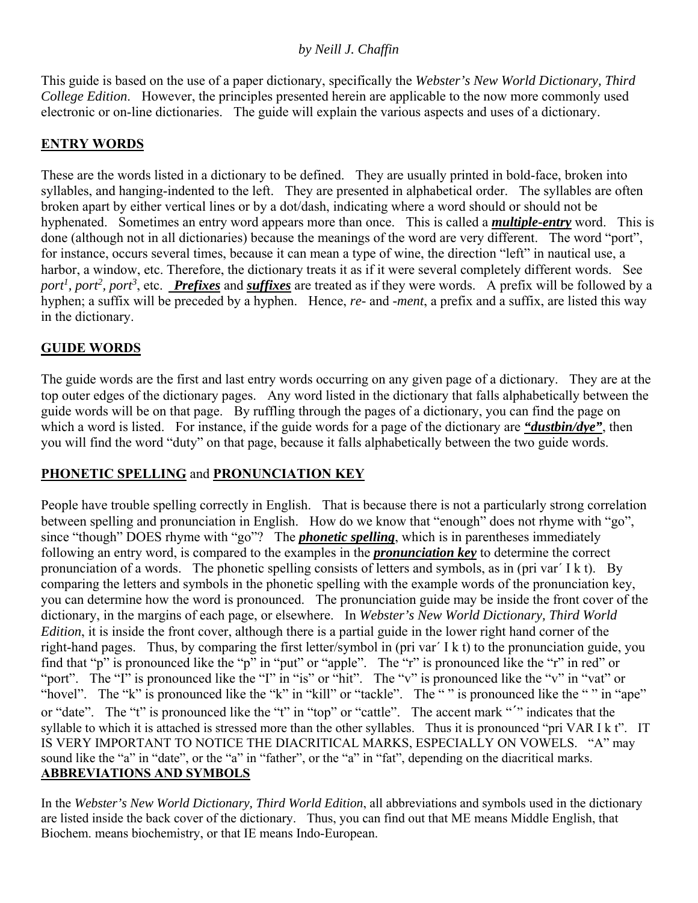*by Neill J. Chaffin*

This guide is based on the use of a paper dictionary, specifically the *Webster's New World Dictionary, Third College Edition*. However, the principles presented herein are applicable to the now more commonly used electronic or on-line dictionaries. The guide will explain the various aspects and uses of a dictionary.

## ENTRY WORDS

These are the words listed in a dictionary to be defined. They are usually printed in bold-face, broken into syllables, and hanging-indented to the left. They are presented in alphabetical order. The syllables are often broken apart by either vertical lines or by a dot/dash, indicating where a word should or should not be hyphenated. Sometimes an entry word appears more than once. This is called a ***multiple-entry*** word. This is done (although not in all dictionaries) because the meanings of the word are very different. The word "port", for instance, occurs several times, because it can mean a type of wine, the direction "left" in nautical use, a harbor, a window, etc. Therefore, the dictionary treats it as if it were several completely different words. See *port*[1], *port*[2], *port*[3], etc. ***Prefixes*** and ***suffixes*** are treated as if they were words. A prefix will be followed by a hyphen; a suffix will be preceded by a hyphen. Hence, *re*- and -*ment*, a prefix and a suffix, are listed this way in the dictionary.

## GUIDE WORDS

The guide words are the first and last entry words occurring on any given page of a dictionary. They are at the top outer edges of the dictionary pages. Any word listed in the dictionary that falls alphabetically between the guide words will be on that page. By ruffling through the pages of a dictionary, you can find the page on which a word is listed. For instance, if the guide words for a page of the dictionary are ***"dustbin/dye"***, then you will find the word "duty" on that page, because it falls alphabetically between the two guide words.

## PHONETIC SPELLING and PRONUNCIATION KEY

People have trouble spelling correctly in English. That is because there is not a particularly strong correlation between spelling and pronunciation in English. How do we know that "enough" does not rhyme with "go", since "though" DOES rhyme with "go"? The ***phonetic spelling***, which is in parentheses immediately following an entry word, is compared to the examples in the ***pronunciation key*** to determine the correct pronunciation of a words. The phonetic spelling consists of letters and symbols, as in (pri var´ I k t). By comparing the letters and symbols in the phonetic spelling with the example words of the pronunciation key, you can determine how the word is pronounced. The pronunciation guide may be inside the front cover of the dictionary, in the margins of each page, or elsewhere. In *Webster's New World Dictionary, Third World Edition*, it is inside the front cover, although there is a partial guide in the lower right hand corner of the right-hand pages. Thus, by comparing the first letter/symbol in (pri var´ I k t) to the pronunciation guide, you find that "p" is pronounced like the "p" in "put" or "apple". The "r" is pronounced like the "r" in red" or "port". The "I" is pronounced like the "I" in "is" or "hit". The "v" is pronounced like the "v" in "vat" or "hovel". The "k" is pronounced like the "k" in "kill" or "tackle". The " " is pronounced like the " " in "ape" or "date". The "t" is pronounced like the "t" in "top" or "cattle". The accent mark "´" indicates that the syllable to which it is attached is stressed more than the other syllables. Thus it is pronounced "pri VAR I k t". IT IS VERY IMPORTANT TO NOTICE THE DIACRITICAL MARKS, ESPECIALLY ON VOWELS. "A" may sound like the "a" in "date", or the "a" in "father", or the "a" in "fat", depending on the diacritical marks.

## ABBREVIATIONS AND SYMBOLS

In the *Webster's New World Dictionary, Third World Edition*, all abbreviations and symbols used in the dictionary are listed inside the back cover of the dictionary. Thus, you can find out that ME means Middle English, that Biochem. means biochemistry, or that IE means Indo-European.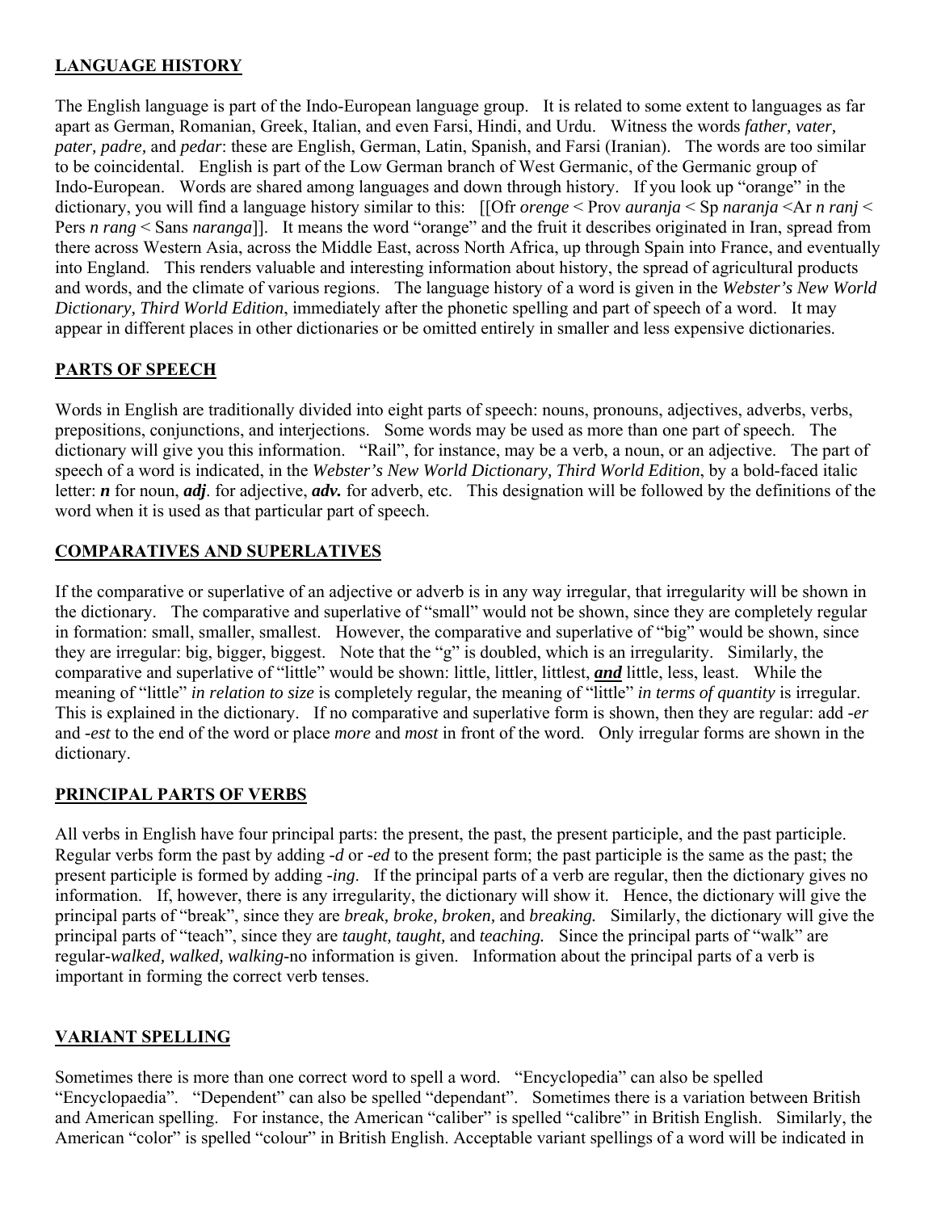## LANGUAGE HISTORY

The English language is part of the Indo-European language group. It is related to some extent to languages as far apart as German, Romanian, Greek, Italian, and even Farsi, Hindi, and Urdu. Witness the words *father, vater, pater, padre,* and *pedar*: these are English, German, Latin, Spanish, and Farsi (Iranian). The words are too similar to be coincidental. English is part of the Low German branch of West Germanic, of the Germanic group of Indo-European. Words are shared among languages and down through history. If you look up "orange" in the dictionary, you will find a language history similar to this: [[Ofr *orenge* < Prov *auranja* < Sp *naranja* <Ar *n ranj* < Pers *n rang* < Sans *naranga*]]. It means the word "orange" and the fruit it describes originated in Iran, spread from there across Western Asia, across the Middle East, across North Africa, up through Spain into France, and eventually into England. This renders valuable and interesting information about history, the spread of agricultural products and words, and the climate of various regions. The language history of a word is given in the *Webster's New World Dictionary, Third World Edition*, immediately after the phonetic spelling and part of speech of a word. It may appear in different places in other dictionaries or be omitted entirely in smaller and less expensive dictionaries.

## PARTS OF SPEECH

Words in English are traditionally divided into eight parts of speech: nouns, pronouns, adjectives, adverbs, verbs, prepositions, conjunctions, and interjections. Some words may be used as more than one part of speech. The dictionary will give you this information. "Rail", for instance, may be a verb, a noun, or an adjective. The part of speech of a word is indicated, in the *Webster's New World Dictionary, Third World Edition*, by a bold-faced italic letter: ***n*** for noun, ***adj***. for adjective, ***adv.*** for adverb, etc. This designation will be followed by the definitions of the word when it is used as that particular part of speech.

## COMPARATIVES AND SUPERLATIVES

If the comparative or superlative of an adjective or adverb is in any way irregular, that irregularity will be shown in the dictionary. The comparative and superlative of "small" would not be shown, since they are completely regular in formation: small, smaller, smallest. However, the comparative and superlative of "big" would be shown, since they are irregular: big, bigger, biggest. Note that the "g" is doubled, which is an irregularity. Similarly, the comparative and superlative of "little" would be shown: little, littler, littlest, ***and*** little, less, least. While the meaning of "little" *in relation to size* is completely regular, the meaning of "little" *in terms of quantity* is irregular. This is explained in the dictionary. If no comparative and superlative form is shown, then they are regular: add *-er* and *-est* to the end of the word or place *more* and *most* in front of the word. Only irregular forms are shown in the dictionary.

## PRINCIPAL PARTS OF VERBS

All verbs in English have four principal parts: the present, the past, the present participle, and the past participle. Regular verbs form the past by adding *-d* or *-ed* to the present form; the past participle is the same as the past; the present participle is formed by adding *-ing*. If the principal parts of a verb are regular, then the dictionary gives no information. If, however, there is any irregularity, the dictionary will show it. Hence, the dictionary will give the principal parts of "break", since they are *break, broke, broken,* and *breaking.* Similarly, the dictionary will give the principal parts of "teach", since they are *taught, taught,* and *teaching.* Since the principal parts of "walk" are regular-*walked, walked, walking*-no information is given. Information about the principal parts of a verb is important in forming the correct verb tenses.

## VARIANT SPELLING

Sometimes there is more than one correct word to spell a word. "Encyclopedia" can also be spelled "Encyclopaedia". "Dependent" can also be spelled "dependant". Sometimes there is a variation between British and American spelling. For instance, the American "caliber" is spelled "calibre" in British English. Similarly, the American "color" is spelled "colour" in British English. Acceptable variant spellings of a word will be indicated in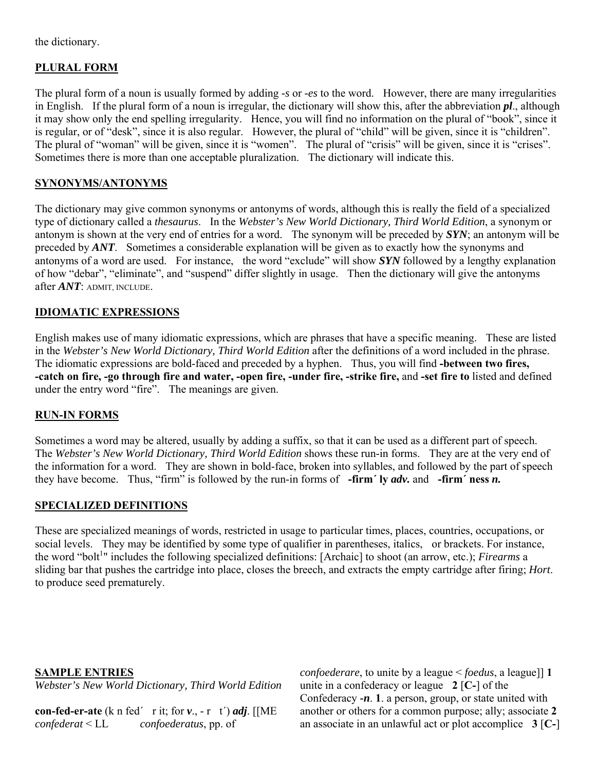the dictionary.

## PLURAL FORM

The plural form of a noun is usually formed by adding *-s* or *-es* to the word. However, there are many irregularities in English. If the plural form of a noun is irregular, the dictionary will show this, after the abbreviation ***pl***., although it may show only the end spelling irregularity. Hence, you will find no information on the plural of "book", since it is regular, or of "desk", since it is also regular. However, the plural of "child" will be given, since it is "children". The plural of "woman" will be given, since it is "women". The plural of "crisis" will be given, since it is "crises". Sometimes there is more than one acceptable pluralization. The dictionary will indicate this.

## SYNONYMS/ANTONYMS

The dictionary may give common synonyms or antonyms of words, although this is really the field of a specialized type of dictionary called a *thesaurus*. In the *Webster's New World Dictionary, Third World Edition*, a synonym or antonym is shown at the very end of entries for a word. The synonym will be preceded by ***SYN***; an antonym will be preceded by ***ANT***. Sometimes a considerable explanation will be given as to exactly how the synonyms and antonyms of a word are used. For instance, the word "exclude" will show ***SYN*** followed by a lengthy explanation of how "debar", "eliminate", and "suspend" differ slightly in usage. Then the dictionary will give the antonyms after ***ANT***: ADMIT, INCLUDE.

## IDIOMATIC EXPRESSIONS

English makes use of many idiomatic expressions, which are phrases that have a specific meaning. These are listed in the *Webster's New World Dictionary, Third World Edition* after the definitions of a word included in the phrase. The idiomatic expressions are bold-faced and preceded by a hyphen. Thus, you will find **-between two fires, -catch on fire, -go through fire and water, -open fire, -under fire, -strike fire,** and **-set fire to** listed and defined under the entry word "fire". The meanings are given.

## RUN-IN FORMS

Sometimes a word may be altered, usually by adding a suffix, so that it can be used as a different part of speech. The *Webster's New World Dictionary, Third World Edition* shows these run-in forms. They are at the very end of the information for a word. They are shown in bold-face, broken into syllables, and followed by the part of speech they have become. Thus, "firm" is followed by the run-in forms of **-firm´ ly *adv.*** and **-firm´ ness *n.***

## SPECIALIZED DEFINITIONS

These are specialized meanings of words, restricted in usage to particular times, places, countries, occupations, or social levels. They may be identified by some type of qualifier in parentheses, italics, or brackets. For instance, the word "bolt[1]" includes the following specialized definitions: [Archaic] to shoot (an arrow, etc.); *Firearms* a sliding bar that pushes the cartridge into place, closes the breech, and extracts the empty cartridge after firing; *Hort*. to produce seed prematurely.

## SAMPLE ENTRIES

*Webster's New World Dictionary, Third World Edition*

**con-fed-er-ate** (k n fed´ r it; for ***v***., - r t´) ***adj***. [[ME *confederat* < LL *confoederatus*, pp. of *confoederare*, to unite by a league < *foedus*, a league]] **1** unite in a confederacy or league **2** [**C-**] of the Confederacy ***-n***. **1**. a person, group, or state united with another or others for a common purpose; ally; associate **2** an associate in an unlawful act or plot accomplice **3** [**C-**]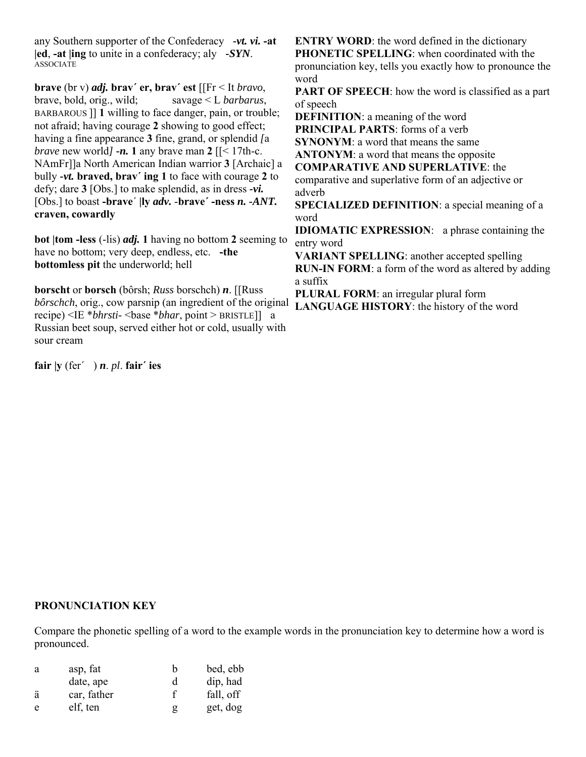any Southern supporter of the Confederacy ***-vt. vi.*** **-at |ed**, **-at |ing** to unite in a confederacy; aly ***-SYN***. ASSOCIATE

**brave** (br v) ***adj.*** **brav´ er, brav´ est** [[Fr < It *bravo*, brave, bold, orig., wild; savage < L *barbarus*, BARBAROUS ]] **1** willing to face danger, pain, or trouble; not afraid; having courage **2** showing to good effect; having a fine appearance **3** fine, grand, or splendid *[a brave new world]* ***-n.*** **1** any brave man **2** [[< 17th-c. NAmFr]]a North American Indian warrior **3** [Archaic] a bully ***-vt.*** **braved, brav´ ing 1** to face with courage **2** to defy; dare **3** [Obs.] to make splendid, as in dress ***-vi.*** [Obs.] to boast **-brave´ |ly** ***adv.*** **-brave´ -ness** ***n.*** ***-ANT.*** **craven, cowardly**

**bot |tom -less** (-lis) ***adj.*** **1** having no bottom **2** seeming to have no bottom; very deep, endless, etc. **-the bottomless pit** the underworld; hell

**borscht** or **borsch** (bôrsh; *Russ* borschch) ***n***. [[Russ *bôrschch*, orig., cow parsnip (an ingredient of the original recipe) <IE **bhrsti-* <base **bhar*, point > BRISTLE]] a Russian beet soup, served either hot or cold, usually with sour cream

**fair |y** (fer´ ) ***n***. *pl*. **fair´ ies**

**ENTRY WORD**: the word defined in the dictionary
**PHONETIC SPELLING**: when coordinated with the pronunciation key, tells you exactly how to pronounce the word
**PART OF SPEECH**: how the word is classified as a part of speech
**DEFINITION**: a meaning of the word
**PRINCIPAL PARTS**: forms of a verb
**SYNONYM**: a word that means the same
**ANTONYM**: a word that means the opposite
**COMPARATIVE AND SUPERLATIVE**: the comparative and superlative form of an adjective or adverb
**SPECIALIZED DEFINITION**: a special meaning of a word
**IDIOMATIC EXPRESSION**: a phrase containing the entry word
**VARIANT SPELLING**: another accepted spelling
**RUN-IN FORM**: a form of the word as altered by adding a suffix
**PLURAL FORM**: an irregular plural form
**LANGUAGE HISTORY**: the history of the word

**PRONUNCIATION KEY**

Compare the phonetic spelling of a word to the example words in the pronunciation key to determine how a word is pronounced.

| | | | |
|---|---|---|---|
| a | asp, fat | b | bed, ebb |
| | date, ape | d | dip, had |
| ä | car, father | f | fall, off |
| e | elf, ten | g | get, dog |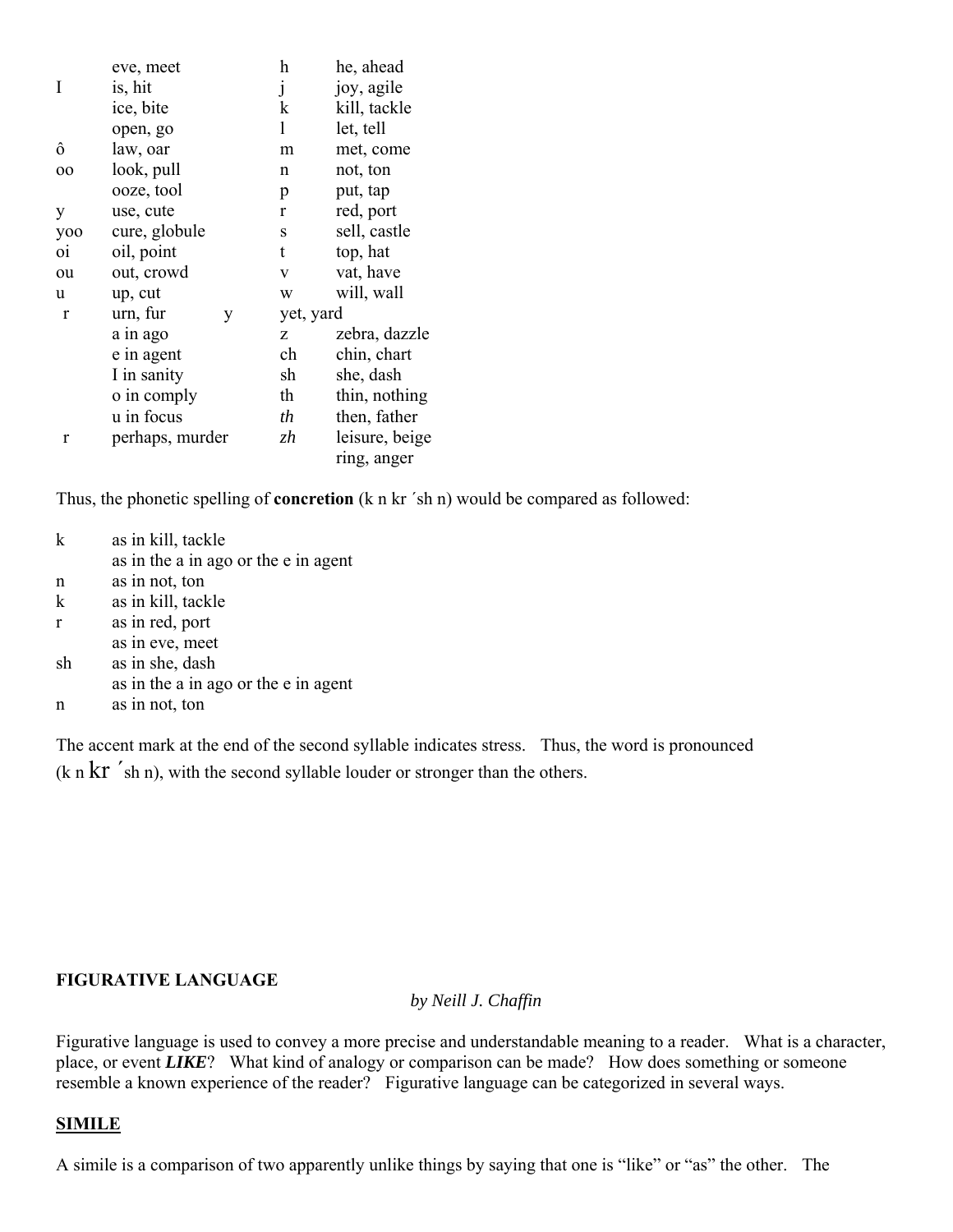| | | | |
|---|---|---|---|
| | eve, meet | h | he, ahead |
| I | is, hit | j | joy, agile |
| | ice, bite | k | kill, tackle |
| | open, go | l | let, tell |
| ô | law, oar | m | met, come |
| oo | look, pull | n | not, ton |
| | ooze, tool | p | put, tap |
| y | use, cute | r | red, port |
| yoo | cure, globule | s | sell, castle |
| oi | oil, point | t | top, hat |
| ou | out, crowd | v | vat, have |
| u | up, cut | w | will, wall |
| r | urn, fur | y | yet, yard |
| | a in ago | z | zebra, dazzle |
| | e in agent | ch | chin, chart |
| | I in sanity | sh | she, dash |
| | o in comply | th | thin, nothing |
| | u in focus | *th* | then, father |
| r | perhaps, murder | *zh* | leisure, beige |
| | | | ring, anger |

Thus, the phonetic spelling of **concretion** (k n kr ´sh n) would be compared as followed:

| | |
|---|---|
| k | as in kill, tackle |
| | as in the a in ago or the e in agent |
| n | as in not, ton |
| k | as in kill, tackle |
| r | as in red, port |
| | as in eve, meet |
| sh | as in she, dash |
| | as in the a in ago or the e in agent |
| n | as in not, ton |

The accent mark at the end of the second syllable indicates stress. Thus, the word is pronounced (k n **kr** ´sh n), with the second syllable louder or stronger than the others.

**FIGURATIVE LANGUAGE**

*by Neill J. Chaffin*

Figurative language is used to convey a more precise and understandable meaning to a reader. What is a character, place, or event ***LIKE***? What kind of analogy or comparison can be made? How does something or someone resemble a known experience of the reader? Figurative language can be categorized in several ways.

## SIMILE

A simile is a comparison of two apparently unlike things by saying that one is "like" or "as" the other. The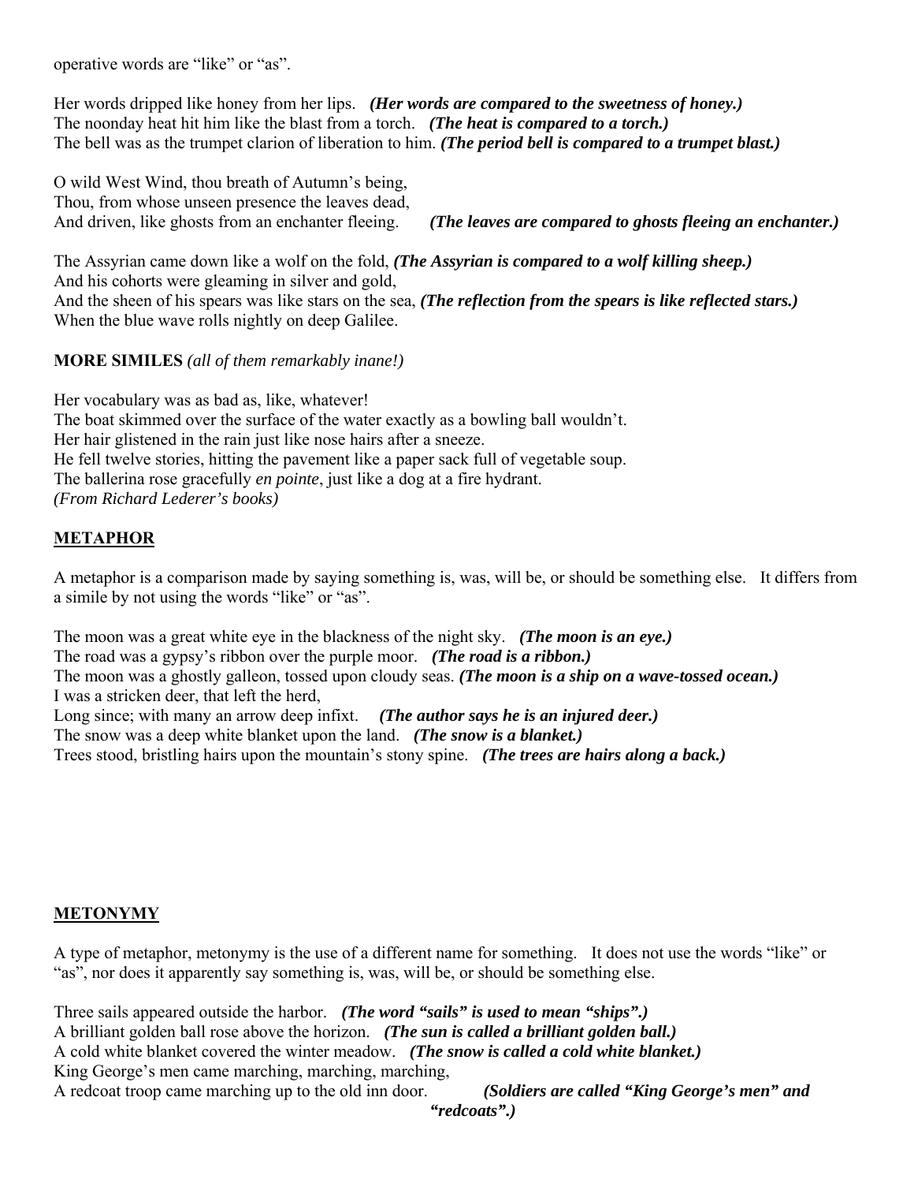operative words are "like" or "as".

Her words dripped like honey from her lips. ***(Her words are compared to the sweetness of honey.)***
The noonday heat hit him like the blast from a torch. ***(The heat is compared to a torch.)***
The bell was as the trumpet clarion of liberation to him. ***(The period bell is compared to a trumpet blast.)***

O wild West Wind, thou breath of Autumn's being,
Thou, from whose unseen presence the leaves dead,
And driven, like ghosts from an enchanter fleeing. ***(The leaves are compared to ghosts fleeing an enchanter.)***

The Assyrian came down like a wolf on the fold, ***(The Assyrian is compared to a wolf killing sheep.)***
And his cohorts were gleaming in silver and gold,
And the sheen of his spears was like stars on the sea, ***(The reflection from the spears is like reflected stars.)***
When the blue wave rolls nightly on deep Galilee.

**MORE SIMILES** *(all of them remarkably inane!)*

Her vocabulary was as bad as, like, whatever!
The boat skimmed over the surface of the water exactly as a bowling ball wouldn't.
Her hair glistened in the rain just like nose hairs after a sneeze.
He fell twelve stories, hitting the pavement like a paper sack full of vegetable soup.
The ballerina rose gracefully *en pointe*, just like a dog at a fire hydrant.
*(From Richard Lederer's books)*

## METAPHOR

A metaphor is a comparison made by saying something is, was, will be, or should be something else. It differs from a simile by not using the words "like" or "as".

The moon was a great white eye in the blackness of the night sky. ***(The moon is an eye.)***
The road was a gypsy's ribbon over the purple moor. ***(The road is a ribbon.)***
The moon was a ghostly galleon, tossed upon cloudy seas. ***(The moon is a ship on a wave-tossed ocean.)***
I was a stricken deer, that left the herd,
Long since; with many an arrow deep infixt. ***(The author says he is an injured deer.)***
The snow was a deep white blanket upon the land. ***(The snow is a blanket.)***
Trees stood, bristling hairs upon the mountain's stony spine. ***(The trees are hairs along a back.)***

## METONYMY

A type of metaphor, metonymy is the use of a different name for something. It does not use the words "like" or "as", nor does it apparently say something is, was, will be, or should be something else.

Three sails appeared outside the harbor. ***(The word "sails" is used to mean "ships".)***
A brilliant golden ball rose above the horizon. ***(The sun is called a brilliant golden ball.)***
A cold white blanket covered the winter meadow. ***(The snow is called a cold white blanket.)***
King George's men came marching, marching, marching,
A redcoat troop came marching up to the old inn door. ***(Soldiers are called "King George's men" and "redcoats".)***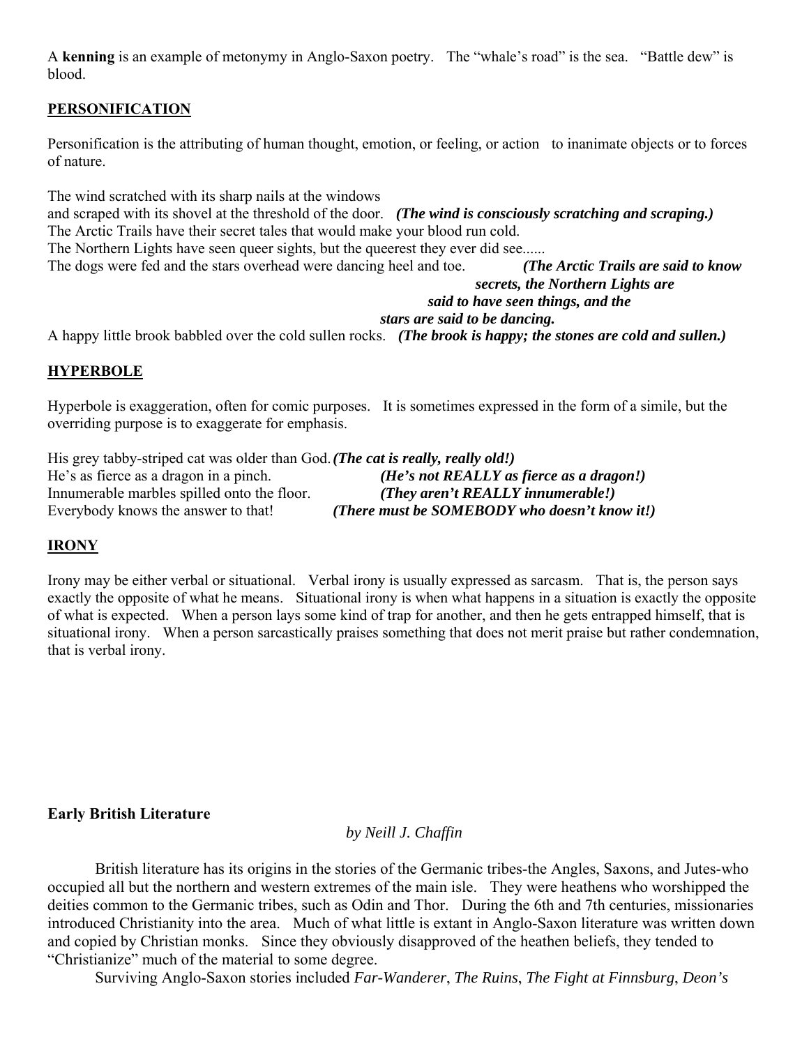A **kenning** is an example of metonymy in Anglo-Saxon poetry. The "whale's road" is the sea. "Battle dew" is blood.

## PERSONIFICATION

Personification is the attributing of human thought, emotion, or feeling, or action to inanimate objects or to forces of nature.

The wind scratched with its sharp nails at the windows
and scraped with its shovel at the threshold of the door. ***(The wind is consciously scratching and scraping.)***
The Arctic Trails have their secret tales that would make your blood run cold.
The Northern Lights have seen queer sights, but the queerest they ever did see......
The dogs were fed and the stars overhead were dancing heel and toe. ***(The Arctic Trails are said to know secrets, the Northern Lights are said to have seen things, and the stars are said to be dancing.***
A happy little brook babbled over the cold sullen rocks. ***(The brook is happy; the stones are cold and sullen.)***

## HYPERBOLE

Hyperbole is exaggeration, often for comic purposes. It is sometimes expressed in the form of a simile, but the overriding purpose is to exaggerate for emphasis.

His grey tabby-striped cat was older than God. ***(The cat is really, really old!)***
He's as fierce as a dragon in a pinch. ***(He's not REALLY as fierce as a dragon!)***
Innumerable marbles spilled onto the floor. ***(They aren't REALLY innumerable!)***
Everybody knows the answer to that! ***(There must be SOMEBODY who doesn't know it!)***

## IRONY

Irony may be either verbal or situational. Verbal irony is usually expressed as sarcasm. That is, the person says exactly the opposite of what he means. Situational irony is when what happens in a situation is exactly the opposite of what is expected. When a person lays some kind of trap for another, and then he gets entrapped himself, that is situational irony. When a person sarcastically praises something that does not merit praise but rather condemnation, that is verbal irony.

## Early British Literature

*by Neill J. Chaffin*

British literature has its origins in the stories of the Germanic tribes-the Angles, Saxons, and Jutes-who occupied all but the northern and western extremes of the main isle. They were heathens who worshipped the deities common to the Germanic tribes, such as Odin and Thor. During the 6th and 7th centuries, missionaries introduced Christianity into the area. Much of what little is extant in Anglo-Saxon literature was written down and copied by Christian monks. Since they obviously disapproved of the heathen beliefs, they tended to "Christianize" much of the material to some degree.

Surviving Anglo-Saxon stories included *Far-Wanderer*, *The Ruins*, *The Fight at Finnsburg*, *Deon's*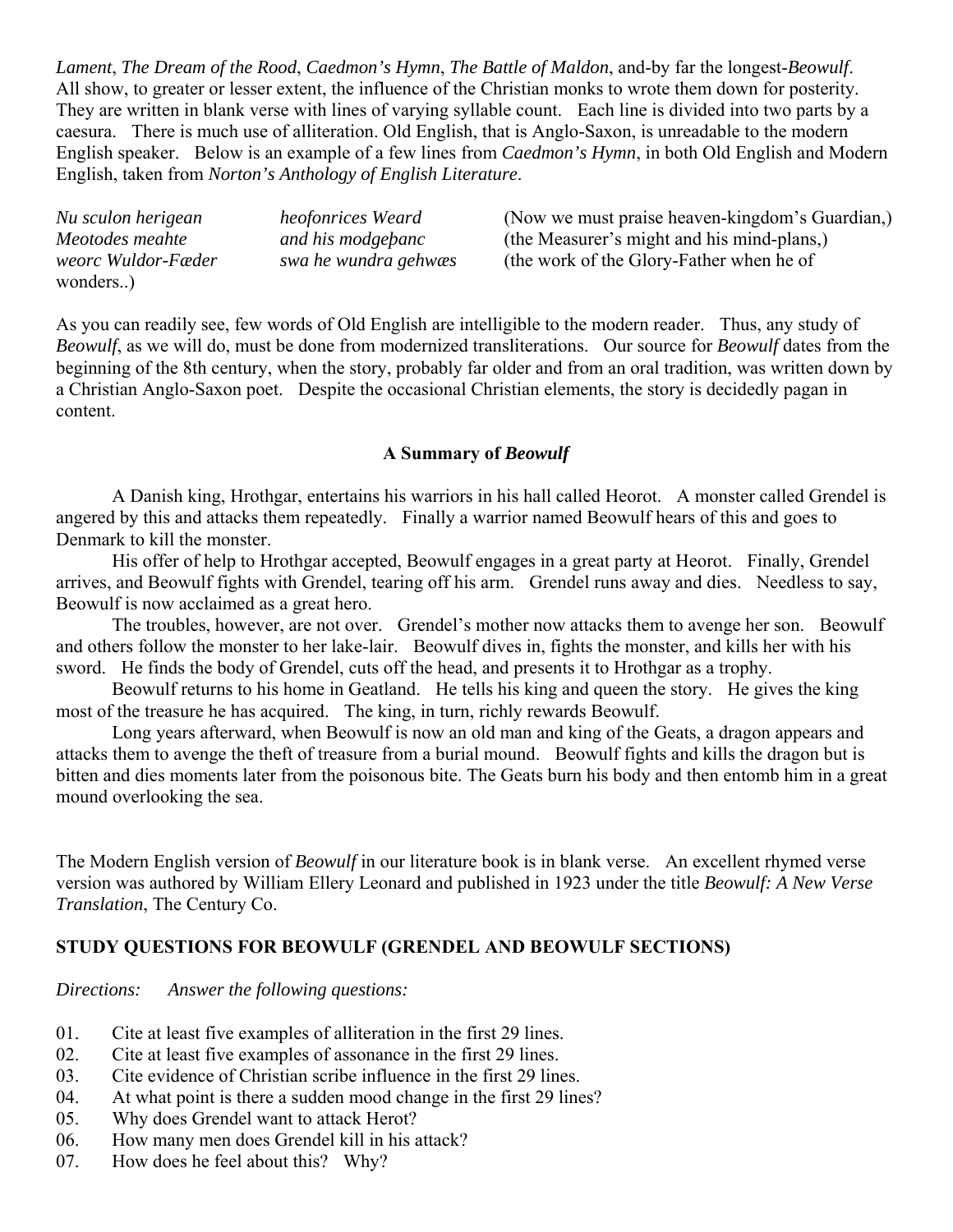*Lament*, *The Dream of the Rood*, *Caedmon's Hymn*, *The Battle of Maldon*, and-by far the longest-*Beowulf*. All show, to greater or lesser extent, the influence of the Christian monks to wrote them down for posterity. They are written in blank verse with lines of varying syllable count. Each line is divided into two parts by a caesura. There is much use of alliteration. Old English, that is Anglo-Saxon, is unreadable to the modern English speaker. Below is an example of a few lines from *Caedmon's Hymn*, in both Old English and Modern English, taken from *Norton's Anthology of English Literature*.

| | | |
|---|---|---|
| *Nu sculon herigean* | *heofonrices Weard* | (Now we must praise heaven-kingdom's Guardian,) |
| *Meotodes meahte* | *and his modgeþanc* | (the Measurer's might and his mind-plans,) |
| *weorc Wuldor-Fæder* | *swa he wundra gehwæs* | (the work of the Glory-Father when he of wonders..) |

As you can readily see, few words of Old English are intelligible to the modern reader. Thus, any study of *Beowulf*, as we will do, must be done from modernized transliterations. Our source for *Beowulf* dates from the beginning of the 8th century, when the story, probably far older and from an oral tradition, was written down by a Christian Anglo-Saxon poet. Despite the occasional Christian elements, the story is decidedly pagan in content.

### A Summary of *Beowulf*

A Danish king, Hrothgar, entertains his warriors in his hall called Heorot. A monster called Grendel is angered by this and attacks them repeatedly. Finally a warrior named Beowulf hears of this and goes to Denmark to kill the monster.

His offer of help to Hrothgar accepted, Beowulf engages in a great party at Heorot. Finally, Grendel arrives, and Beowulf fights with Grendel, tearing off his arm. Grendel runs away and dies. Needless to say, Beowulf is now acclaimed as a great hero.

The troubles, however, are not over. Grendel's mother now attacks them to avenge her son. Beowulf and others follow the monster to her lake-lair. Beowulf dives in, fights the monster, and kills her with his sword. He finds the body of Grendel, cuts off the head, and presents it to Hrothgar as a trophy.

Beowulf returns to his home in Geatland. He tells his king and queen the story. He gives the king most of the treasure he has acquired. The king, in turn, richly rewards Beowulf.

Long years afterward, when Beowulf is now an old man and king of the Geats, a dragon appears and attacks them to avenge the theft of treasure from a burial mound. Beowulf fights and kills the dragon but is bitten and dies moments later from the poisonous bite. The Geats burn his body and then entomb him in a great mound overlooking the sea.

The Modern English version of *Beowulf* in our literature book is in blank verse. An excellent rhymed verse version was authored by William Ellery Leonard and published in 1923 under the title *Beowulf: A New Verse Translation*, The Century Co.

### STUDY QUESTIONS FOR BEOWULF (GRENDEL AND BEOWULF SECTIONS)

*Directions: Answer the following questions:*

01. Cite at least five examples of alliteration in the first 29 lines.
02. Cite at least five examples of assonance in the first 29 lines.
03. Cite evidence of Christian scribe influence in the first 29 lines.
04. At what point is there a sudden mood change in the first 29 lines?
05. Why does Grendel want to attack Herot?
06. How many men does Grendel kill in his attack?
07. How does he feel about this? Why?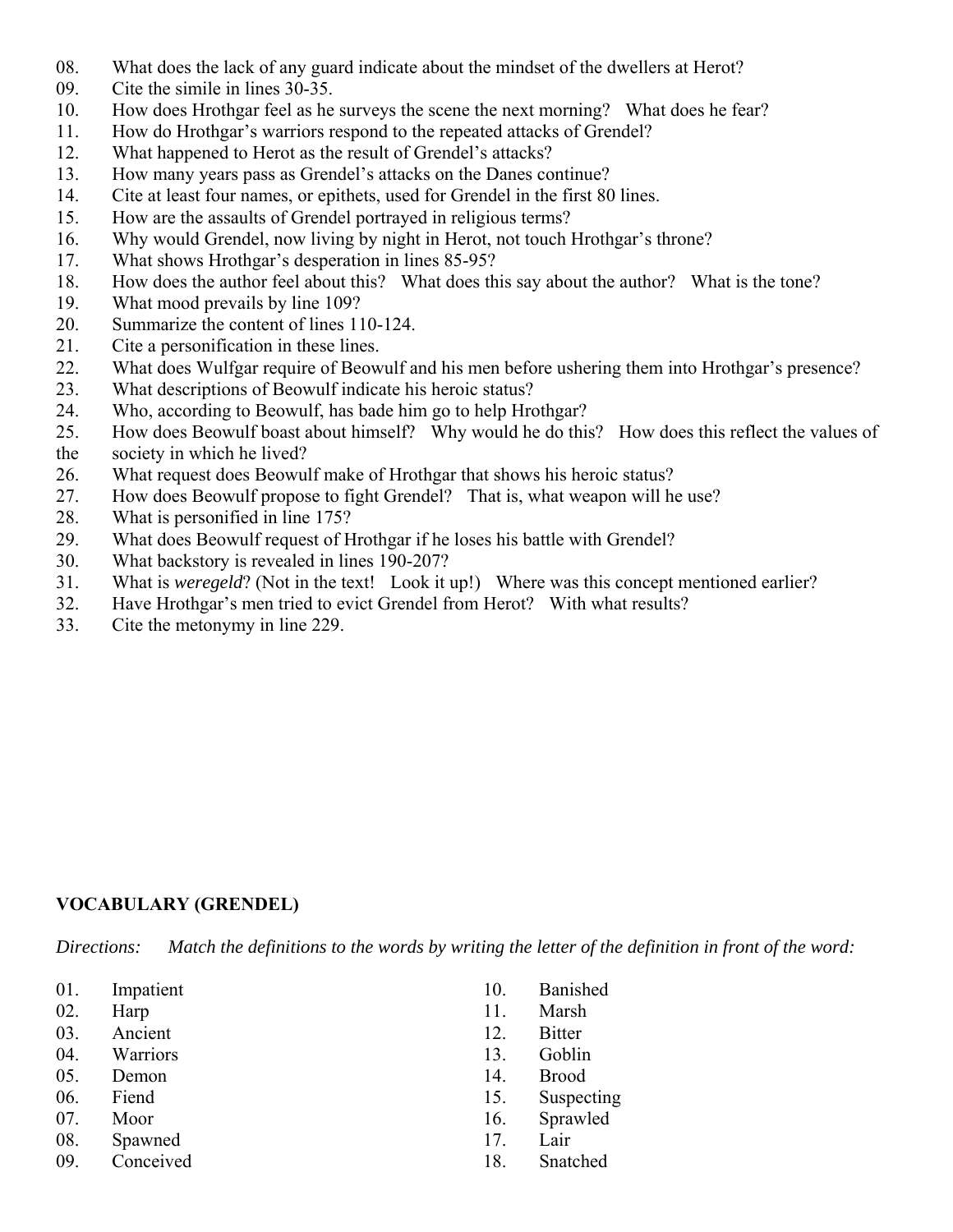08. What does the lack of any guard indicate about the mindset of the dwellers at Herot?
09. Cite the simile in lines 30-35.
10. How does Hrothgar feel as he surveys the scene the next morning? What does he fear?
11. How do Hrothgar's warriors respond to the repeated attacks of Grendel?
12. What happened to Herot as the result of Grendel's attacks?
13. How many years pass as Grendel's attacks on the Danes continue?
14. Cite at least four names, or epithets, used for Grendel in the first 80 lines.
15. How are the assaults of Grendel portrayed in religious terms?
16. Why would Grendel, now living by night in Herot, not touch Hrothgar's throne?
17. What shows Hrothgar's desperation in lines 85-95?
18. How does the author feel about this? What does this say about the author? What is the tone?
19. What mood prevails by line 109?
20. Summarize the content of lines 110-124.
21. Cite a personification in these lines.
22. What does Wulfgar require of Beowulf and his men before ushering them into Hrothgar's presence?
23. What descriptions of Beowulf indicate his heroic status?
24. Who, according to Beowulf, has bade him go to help Hrothgar?
25. How does Beowulf boast about himself? Why would he do this? How does this reflect the values of the society in which he lived?
26. What request does Beowulf make of Hrothgar that shows his heroic status?
27. How does Beowulf propose to fight Grendel? That is, what weapon will he use?
28. What is personified in line 175?
29. What does Beowulf request of Hrothgar if he loses his battle with Grendel?
30. What backstory is revealed in lines 190-207?
31. What is *weregeld*? (Not in the text! Look it up!) Where was this concept mentioned earlier?
32. Have Hrothgar's men tried to evict Grendel from Herot? With what results?
33. Cite the metonymy in line 229.

**VOCABULARY (GRENDEL)**

*Directions: Match the definitions to the words by writing the letter of the definition in front of the word:*

01. Impatient
02. Harp
03. Ancient
04. Warriors
05. Demon
06. Fiend
07. Moor
08. Spawned
09. Conceived
10. Banished
11. Marsh
12. Bitter
13. Goblin
14. Brood
15. Suspecting
16. Sprawled
17. Lair
18. Snatched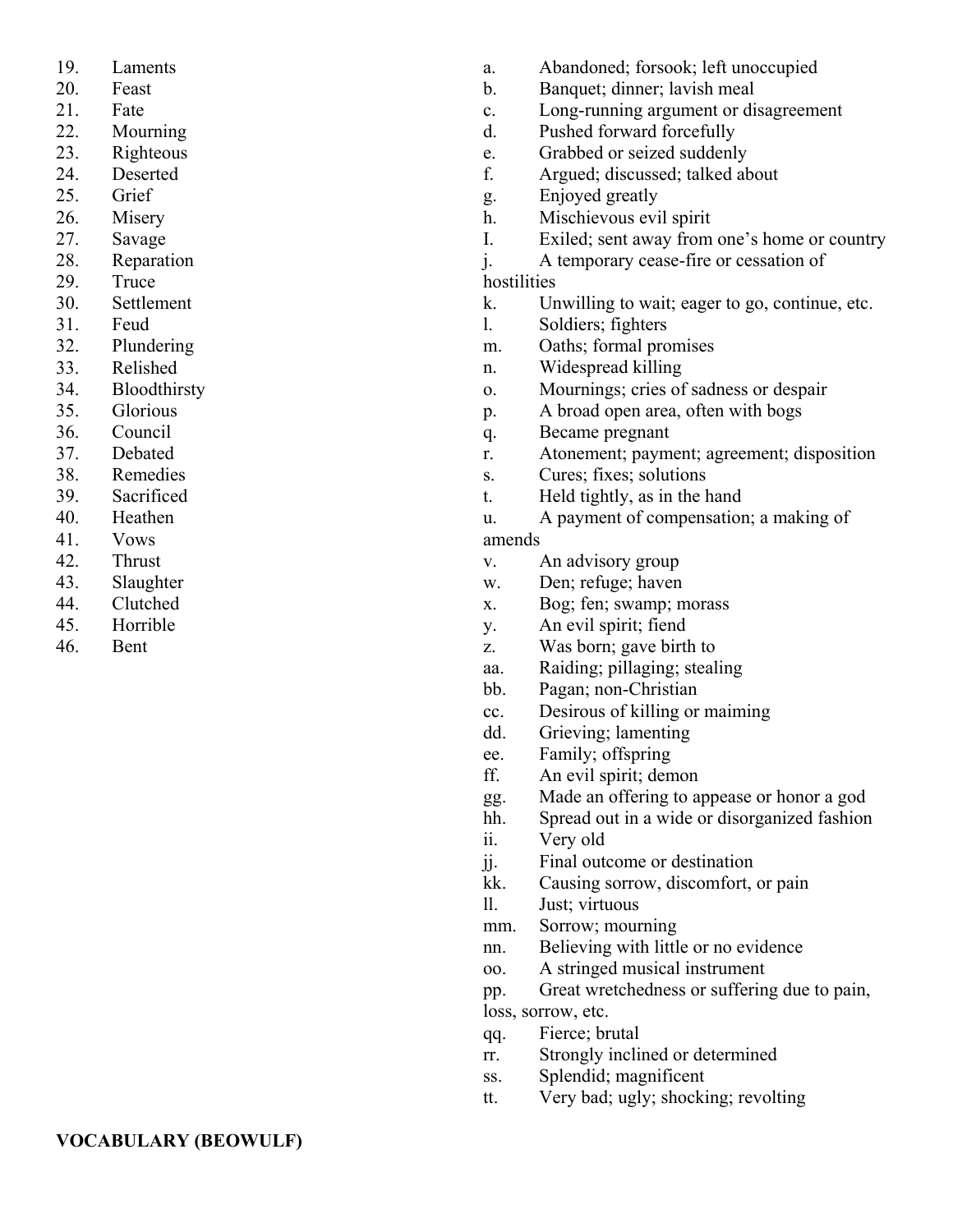19. Laments
20. Feast
21. Fate
22. Mourning
23. Righteous
24. Deserted
25. Grief
26. Misery
27. Savage
28. Reparation
29. Truce
30. Settlement
31. Feud
32. Plundering
33. Relished
34. Bloodthirsty
35. Glorious
36. Council
37. Debated
38. Remedies
39. Sacrificed
40. Heathen
41. Vows
42. Thrust
43. Slaughter
44. Clutched
45. Horrible
46. Bent

a. Abandoned; forsook; left unoccupied
b. Banquet; dinner; lavish meal
c. Long-running argument or disagreement
d. Pushed forward forcefully
e. Grabbed or seized suddenly
f. Argued; discussed; talked about
g. Enjoyed greatly
h. Mischievous evil spirit
I. Exiled; sent away from one's home or country
j. A temporary cease-fire or cessation of hostilities
k. Unwilling to wait; eager to go, continue, etc.
l. Soldiers; fighters
m. Oaths; formal promises
n. Widespread killing
o. Mournings; cries of sadness or despair
p. A broad open area, often with bogs
q. Became pregnant
r. Atonement; payment; agreement; disposition
s. Cures; fixes; solutions
t. Held tightly, as in the hand
u. A payment of compensation; a making of amends
v. An advisory group
w. Den; refuge; haven
x. Bog; fen; swamp; morass
y. An evil spirit; fiend
z. Was born; gave birth to
aa. Raiding; pillaging; stealing
bb. Pagan; non-Christian
cc. Desirous of killing or maiming
dd. Grieving; lamenting
ee. Family; offspring
ff. An evil spirit; demon
gg. Made an offering to appease or honor a god
hh. Spread out in a wide or disorganized fashion
ii. Very old
jj. Final outcome or destination
kk. Causing sorrow, discomfort, or pain
ll. Just; virtuous
mm. Sorrow; mourning
nn. Believing with little or no evidence
oo. A stringed musical instrument
pp. Great wretchedness or suffering due to pain, loss, sorrow, etc.
qq. Fierce; brutal
rr. Strongly inclined or determined
ss. Splendid; magnificent
tt. Very bad; ugly; shocking; revolting

**VOCABULARY (BEOWULF)**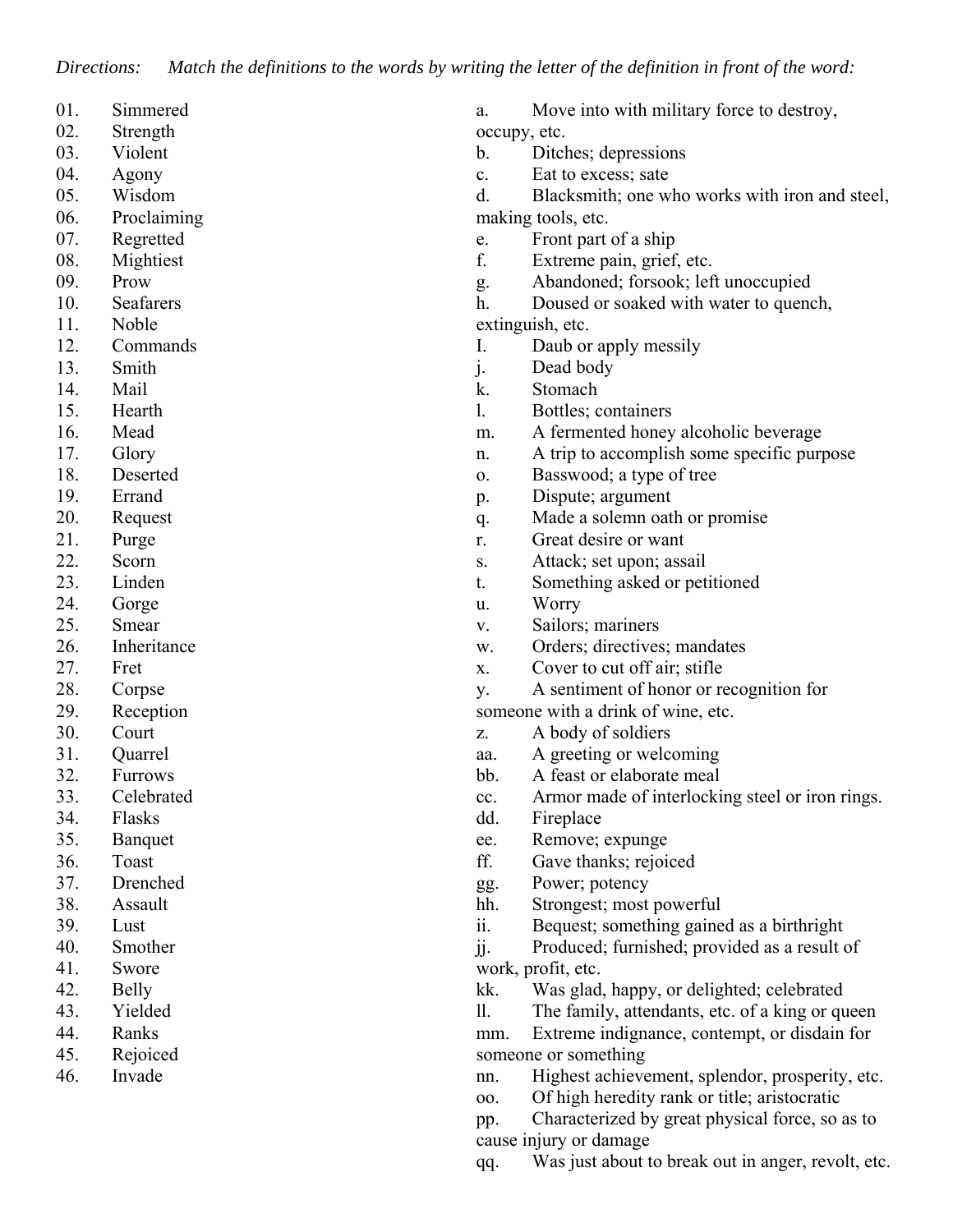*Directions: Match the definitions to the words by writing the letter of the definition in front of the word:*

01. Simmered
02. Strength
03. Violent
04. Agony
05. Wisdom
06. Proclaiming
07. Regretted
08. Mightiest
09. Prow
10. Seafarers
11. Noble
12. Commands
13. Smith
14. Mail
15. Hearth
16. Mead
17. Glory
18. Deserted
19. Errand
20. Request
21. Purge
22. Scorn
23. Linden
24. Gorge
25. Smear
26. Inheritance
27. Fret
28. Corpse
29. Reception
30. Court
31. Quarrel
32. Furrows
33. Celebrated
34. Flasks
35. Banquet
36. Toast
37. Drenched
38. Assault
39. Lust
40. Smother
41. Swore
42. Belly
43. Yielded
44. Ranks
45. Rejoiced
46. Invade

a. Move into with military force to destroy, occupy, etc.
b. Ditches; depressions
c. Eat to excess; sate
d. Blacksmith; one who works with iron and steel, making tools, etc.
e. Front part of a ship
f. Extreme pain, grief, etc.
g. Abandoned; forsook; left unoccupied
h. Doused or soaked with water to quench, extinguish, etc.
I. Daub or apply messily
j. Dead body
k. Stomach
l. Bottles; containers
m. A fermented honey alcoholic beverage
n. A trip to accomplish some specific purpose
o. Basswood; a type of tree
p. Dispute; argument
q. Made a solemn oath or promise
r. Great desire or want
s. Attack; set upon; assail
t. Something asked or petitioned
u. Worry
v. Sailors; mariners
w. Orders; directives; mandates
x. Cover to cut off air; stifle
y. A sentiment of honor or recognition for someone with a drink of wine, etc.
z. A body of soldiers
aa. A greeting or welcoming
bb. A feast or elaborate meal
cc. Armor made of interlocking steel or iron rings.
dd. Fireplace
ee. Remove; expunge
ff. Gave thanks; rejoiced
gg. Power; potency
hh. Strongest; most powerful
ii. Bequest; something gained as a birthright
jj. Produced; furnished; provided as a result of work, profit, etc.
kk. Was glad, happy, or delighted; celebrated
ll. The family, attendants, etc. of a king or queen
mm. Extreme indignance, contempt, or disdain for someone or something
nn. Highest achievement, splendor, prosperity, etc.
oo. Of high heredity rank or title; aristocratic
pp. Characterized by great physical force, so as to cause injury or damage
qq. Was just about to break out in anger, revolt, etc.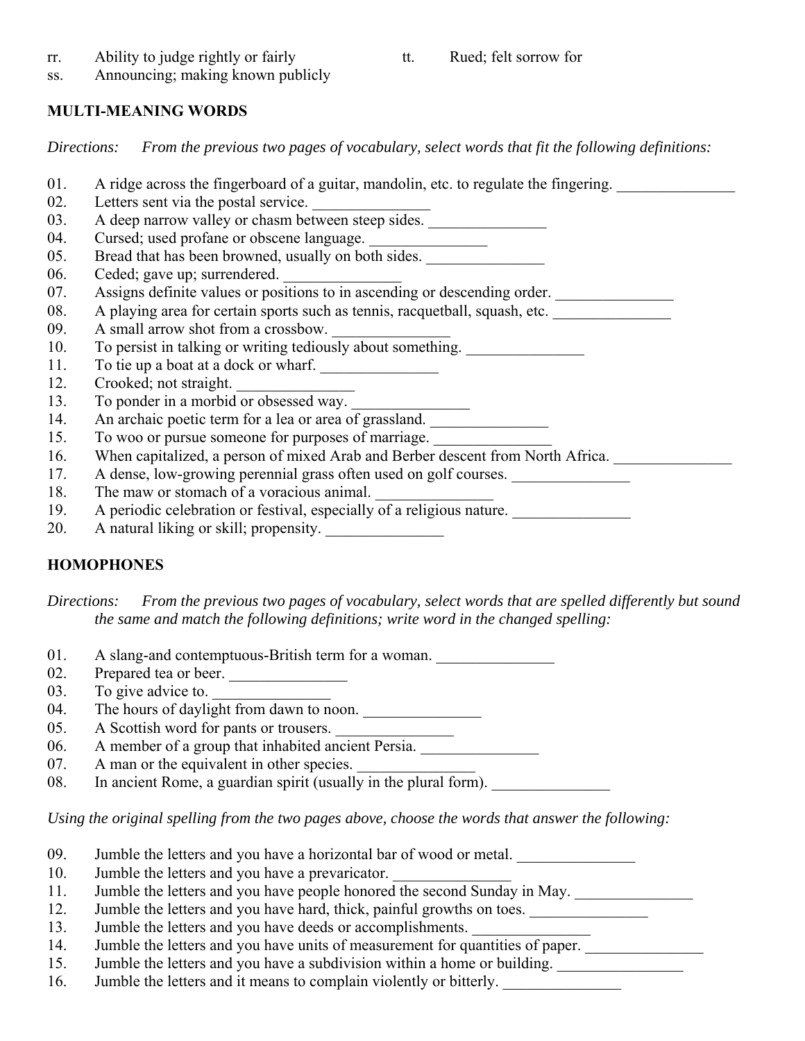rr. Ability to judge rightly or fairly

ss. Announcing; making known publicly

tt. Rued; felt sorrow for

**MULTI-MEANING WORDS**

*Directions: From the previous two pages of vocabulary, select words that fit the following definitions:*

01. A ridge across the fingerboard of a guitar, mandolin, etc. to regulate the fingering. _______________
02. Letters sent via the postal service. _______________
03. A deep narrow valley or chasm between steep sides. _______________
04. Cursed; used profane or obscene language. _______________
05. Bread that has been browned, usually on both sides. _______________
06. Ceded; gave up; surrendered. _______________
07. Assigns definite values or positions to in ascending or descending order. _______________
08. A playing area for certain sports such as tennis, racquetball, squash, etc. _______________
09. A small arrow shot from a crossbow. _______________
10. To persist in talking or writing tediously about something. _______________
11. To tie up a boat at a dock or wharf. _______________
12. Crooked; not straight. _______________
13. To ponder in a morbid or obsessed way. _______________
14. An archaic poetic term for a lea or area of grassland. _______________
15. To woo or pursue someone for purposes of marriage. _______________
16. When capitalized, a person of mixed Arab and Berber descent from North Africa. _______________
17. A dense, low-growing perennial grass often used on golf courses. _______________
18. The maw or stomach of a voracious animal. _______________
19. A periodic celebration or festival, especially of a religious nature. _______________
20. A natural liking or skill; propensity. _______________

**HOMOPHONES**

*Directions: From the previous two pages of vocabulary, select words that are spelled differently but sound the same and match the following definitions; write word in the changed spelling:*

01. A slang-and contemptuous-British term for a woman. _______________
02. Prepared tea or beer. _______________
03. To give advice to. _______________
04. The hours of daylight from dawn to noon. _______________
05. A Scottish word for pants or trousers. _______________
06. A member of a group that inhabited ancient Persia. _______________
07. A man or the equivalent in other species. _______________
08. In ancient Rome, a guardian spirit (usually in the plural form). _______________

*Using the original spelling from the two pages above, choose the words that answer the following:*

09. Jumble the letters and you have a horizontal bar of wood or metal. _______________
10. Jumble the letters and you have a prevaricator. _______________
11. Jumble the letters and you have people honored the second Sunday in May. _______________
12. Jumble the letters and you have hard, thick, painful growths on toes. _______________
13. Jumble the letters and you have deeds or accomplishments. _______________
14. Jumble the letters and you have units of measurement for quantities of paper. _______________
15. Jumble the letters and you have a subdivision within a home or building. ________________
16. Jumble the letters and it means to complain violently or bitterly. _______________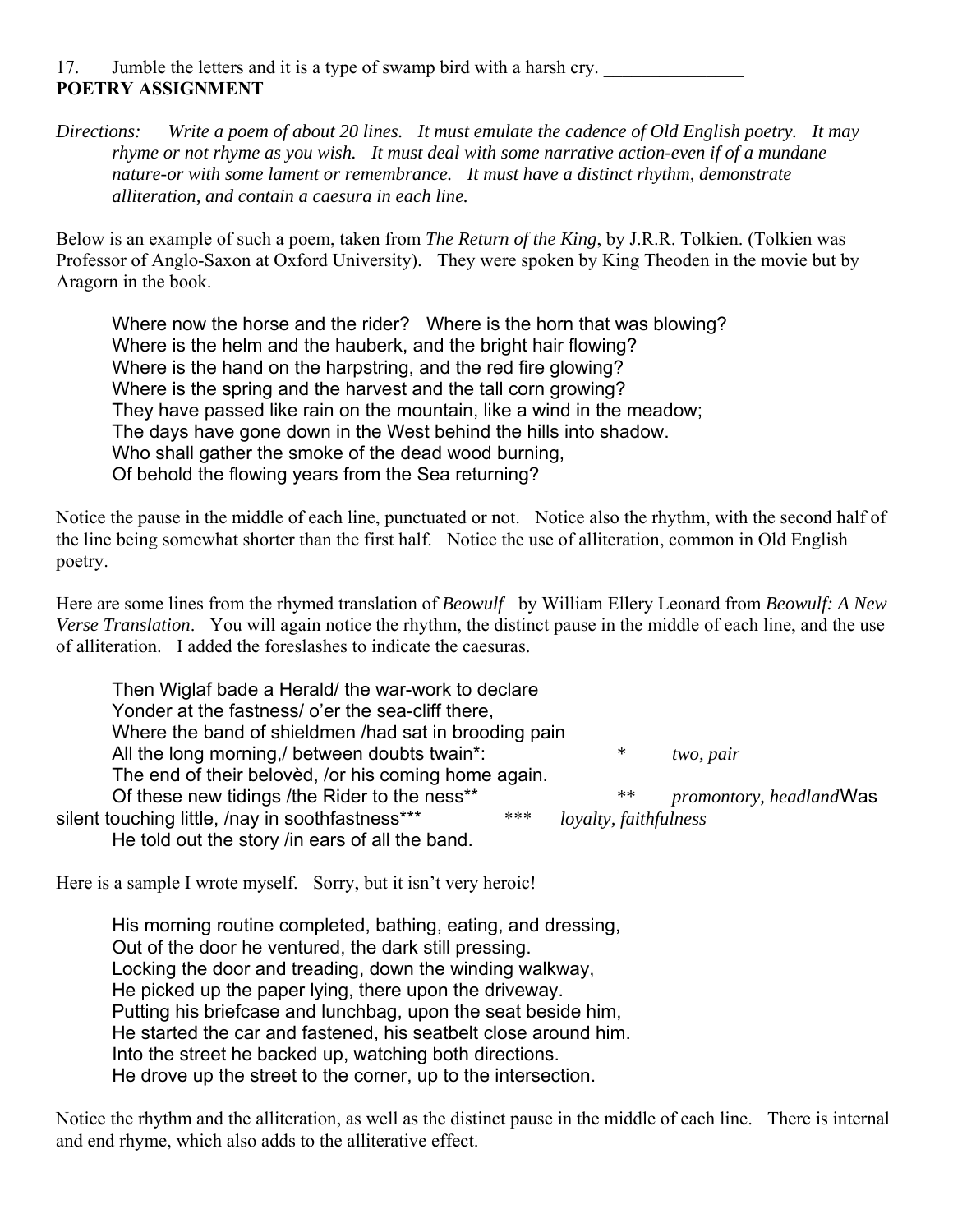17. Jumble the letters and it is a type of swamp bird with a harsh cry. _______________

**POETRY ASSIGNMENT**

*Directions: Write a poem of about 20 lines. It must emulate the cadence of Old English poetry. It may rhyme or not rhyme as you wish. It must deal with some narrative action-even if of a mundane nature-or with some lament or remembrance. It must have a distinct rhythm, demonstrate alliteration, and contain a caesura in each line.*

Below is an example of such a poem, taken from *The Return of the King*, by J.R.R. Tolkien. (Tolkien was Professor of Anglo-Saxon at Oxford University). They were spoken by King Theoden in the movie but by Aragorn in the book.

> Where now the horse and the rider? Where is the horn that was blowing?
> Where is the helm and the hauberk, and the bright hair flowing?
> Where is the hand on the harpstring, and the red fire glowing?
> Where is the spring and the harvest and the tall corn growing?
> They have passed like rain on the mountain, like a wind in the meadow;
> The days have gone down in the West behind the hills into shadow.
> Who shall gather the smoke of the dead wood burning,
> Of behold the flowing years from the Sea returning?

Notice the pause in the middle of each line, punctuated or not. Notice also the rhythm, with the second half of the line being somewhat shorter than the first half. Notice the use of alliteration, common in Old English poetry.

Here are some lines from the rhymed translation of *Beowulf* by William Ellery Leonard from *Beowulf: A New Verse Translation*. You will again notice the rhythm, the distinct pause in the middle of each line, and the use of alliteration. I added the foreslashes to indicate the caesuras.

> Then Wiglaf bade a Herald/ the war-work to declare
> Yonder at the fastness/ o'er the sea-cliff there,
> Where the band of shieldmen /had sat in brooding pain
> All the long morning,/ between doubts twain*:
> The end of their belovèd, /or his coming home again.
> Of these new tidings /the Rider to the ness**
> Was silent touching little, /nay in soothfastness***
> He told out the story /in ears of all the band.

\* *two, pair*
\*\* *promontory, headland*
\*\*\* *loyalty, faithfulness*

Here is a sample I wrote myself. Sorry, but it isn't very heroic!

> His morning routine completed, bathing, eating, and dressing,
> Out of the door he ventured, the dark still pressing.
> Locking the door and treading, down the winding walkway,
> He picked up the paper lying, there upon the driveway.
> Putting his briefcase and lunchbag, upon the seat beside him,
> He started the car and fastened, his seatbelt close around him.
> Into the street he backed up, watching both directions.
> He drove up the street to the corner, up to the intersection.

Notice the rhythm and the alliteration, as well as the distinct pause in the middle of each line. There is internal and end rhyme, which also adds to the alliterative effect.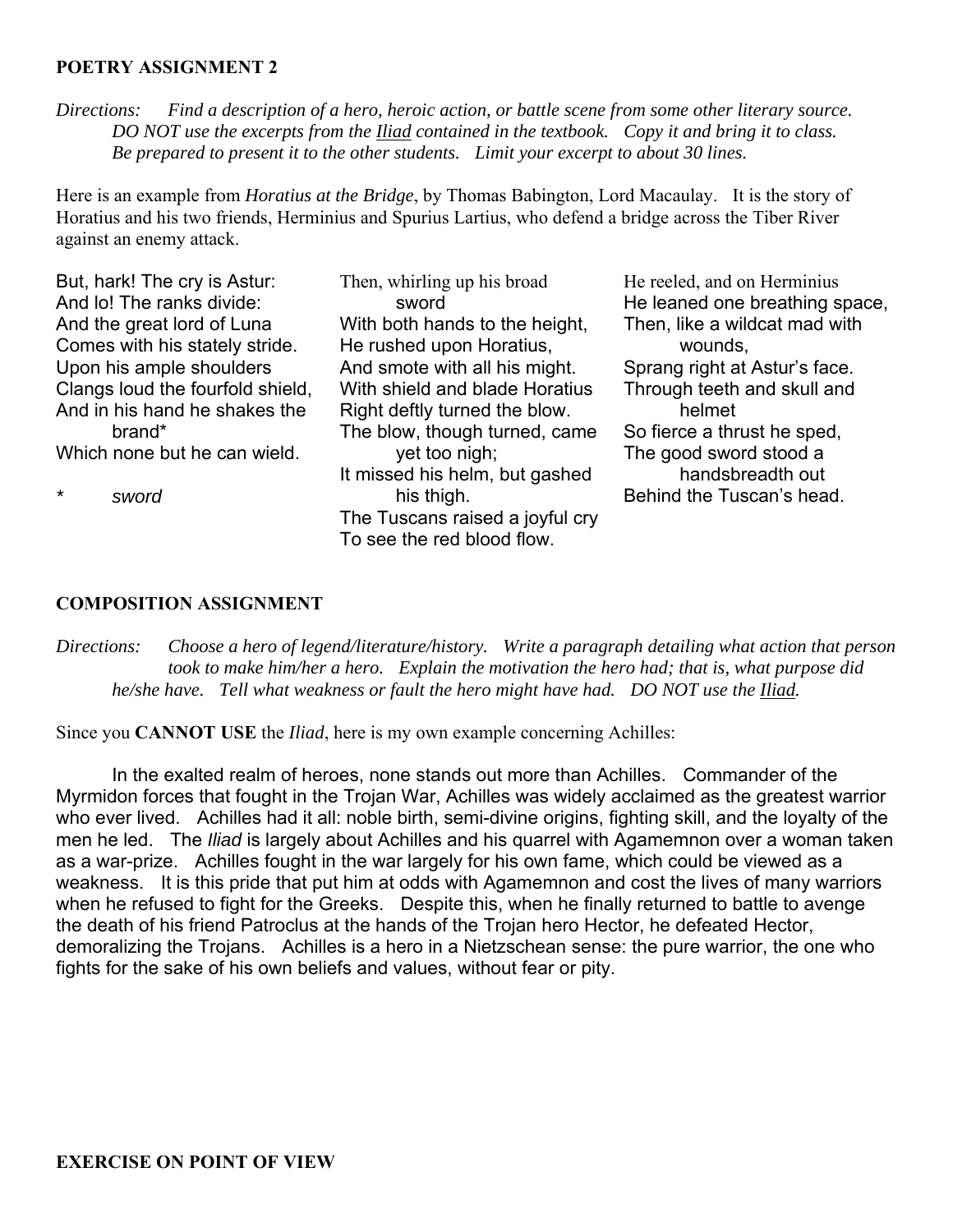## POETRY ASSIGNMENT 2

*Directions: Find a description of a hero, heroic action, or battle scene from some other literary source. DO NOT use the excerpts from the Iliad contained in the textbook. Copy it and bring it to class. Be prepared to present it to the other students. Limit your excerpt to about 30 lines.*

Here is an example from *Horatius at the Bridge*, by Thomas Babington, Lord Macaulay. It is the story of Horatius and his two friends, Herminius and Spurius Lartius, who defend a bridge across the Tiber River against an enemy attack.

But, hark! The cry is Astur:  
And lo! The ranks divide:  
And the great lord of Luna  
Comes with his stately stride.  
Upon his ample shoulders  
Clangs loud the fourfold shield,  
And in his hand he shakes the brand*  
Which none but he can wield.

\* *sword*

Then, whirling up his broad sword  
With both hands to the height,  
He rushed upon Horatius,  
And smote with all his might.  
With shield and blade Horatius  
Right deftly turned the blow.  
The blow, though turned, came yet too nigh;  
It missed his helm, but gashed his thigh.  
The Tuscans raised a joyful cry  
To see the red blood flow.

He reeled, and on Herminius  
He leaned one breathing space,  
Then, like a wildcat mad with wounds,  
Sprang right at Astur's face.  
Through teeth and skull and helmet  
So fierce a thrust he sped,  
The good sword stood a handsbreadth out  
Behind the Tuscan's head.

## COMPOSITION ASSIGNMENT

*Directions: Choose a hero of legend/literature/history. Write a paragraph detailing what action that person took to make him/her a hero. Explain the motivation the hero had; that is, what purpose did he/she have. Tell what weakness or fault the hero might have had. DO NOT use the Iliad.*

Since you **CANNOT USE** the *Iliad*, here is my own example concerning Achilles:

In the exalted realm of heroes, none stands out more than Achilles. Commander of the Myrmidon forces that fought in the Trojan War, Achilles was widely acclaimed as the greatest warrior who ever lived. Achilles had it all: noble birth, semi-divine origins, fighting skill, and the loyalty of the men he led. The *Iliad* is largely about Achilles and his quarrel with Agamemnon over a woman taken as a war-prize. Achilles fought in the war largely for his own fame, which could be viewed as a weakness. It is this pride that put him at odds with Agamemnon and cost the lives of many warriors when he refused to fight for the Greeks. Despite this, when he finally returned to battle to avenge the death of his friend Patroclus at the hands of the Trojan hero Hector, he defeated Hector, demoralizing the Trojans. Achilles is a hero in a Nietzschean sense: the pure warrior, the one who fights for the sake of his own beliefs and values, without fear or pity.

## EXERCISE ON POINT OF VIEW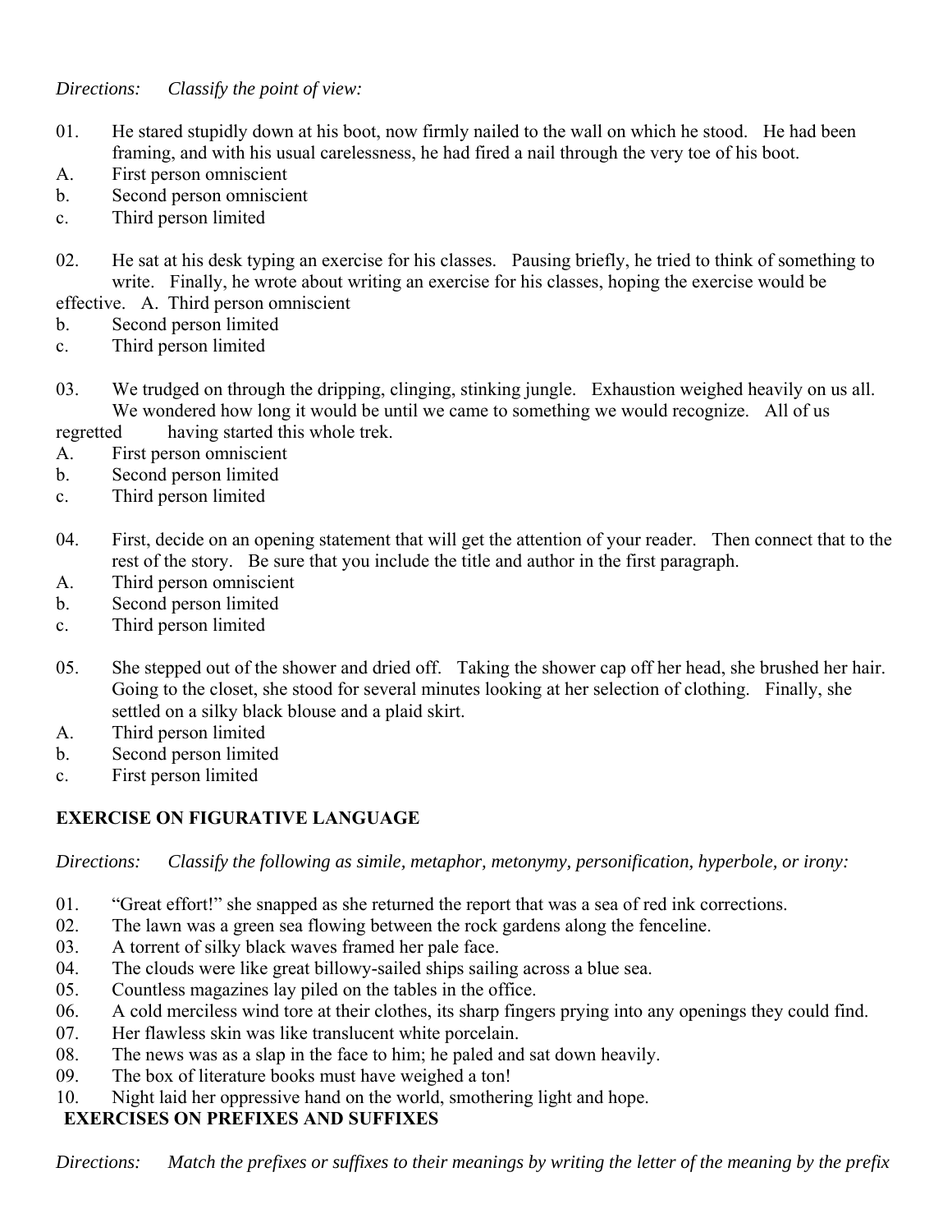*Directions: Classify the point of view:*

01. He stared stupidly down at his boot, now firmly nailed to the wall on which he stood. He had been framing, and with his usual carelessness, he had fired a nail through the very toe of his boot.
A. First person omniscient
b. Second person omniscient
c. Third person limited

02. He sat at his desk typing an exercise for his classes. Pausing briefly, he tried to think of something to write. Finally, he wrote about writing an exercise for his classes, hoping the exercise would be effective. A. Third person omniscient
b. Second person limited
c. Third person limited

03. We trudged on through the dripping, clinging, stinking jungle. Exhaustion weighed heavily on us all. We wondered how long it would be until we came to something we would recognize. All of us regretted having started this whole trek.
A. First person omniscient
b. Second person limited
c. Third person limited

04. First, decide on an opening statement that will get the attention of your reader. Then connect that to the rest of the story. Be sure that you include the title and author in the first paragraph.
A. Third person omniscient
b. Second person limited
c. Third person limited

05. She stepped out of the shower and dried off. Taking the shower cap off her head, she brushed her hair. Going to the closet, she stood for several minutes looking at her selection of clothing. Finally, she settled on a silky black blouse and a plaid skirt.
A. Third person limited
b. Second person limited
c. First person limited

## EXERCISE ON FIGURATIVE LANGUAGE

*Directions: Classify the following as simile, metaphor, metonymy, personification, hyperbole, or irony:*

01. "Great effort!" she snapped as she returned the report that was a sea of red ink corrections.
02. The lawn was a green sea flowing between the rock gardens along the fenceline.
03. A torrent of silky black waves framed her pale face.
04. The clouds were like great billowy-sailed ships sailing across a blue sea.
05. Countless magazines lay piled on the tables in the office.
06. A cold merciless wind tore at their clothes, its sharp fingers prying into any openings they could find.
07. Her flawless skin was like translucent white porcelain.
08. The news was as a slap in the face to him; he paled and sat down heavily.
09. The box of literature books must have weighed a ton!
10. Night laid her oppressive hand on the world, smothering light and hope.

## EXERCISES ON PREFIXES AND SUFFIXES

*Directions: Match the prefixes or suffixes to their meanings by writing the letter of the meaning by the prefix*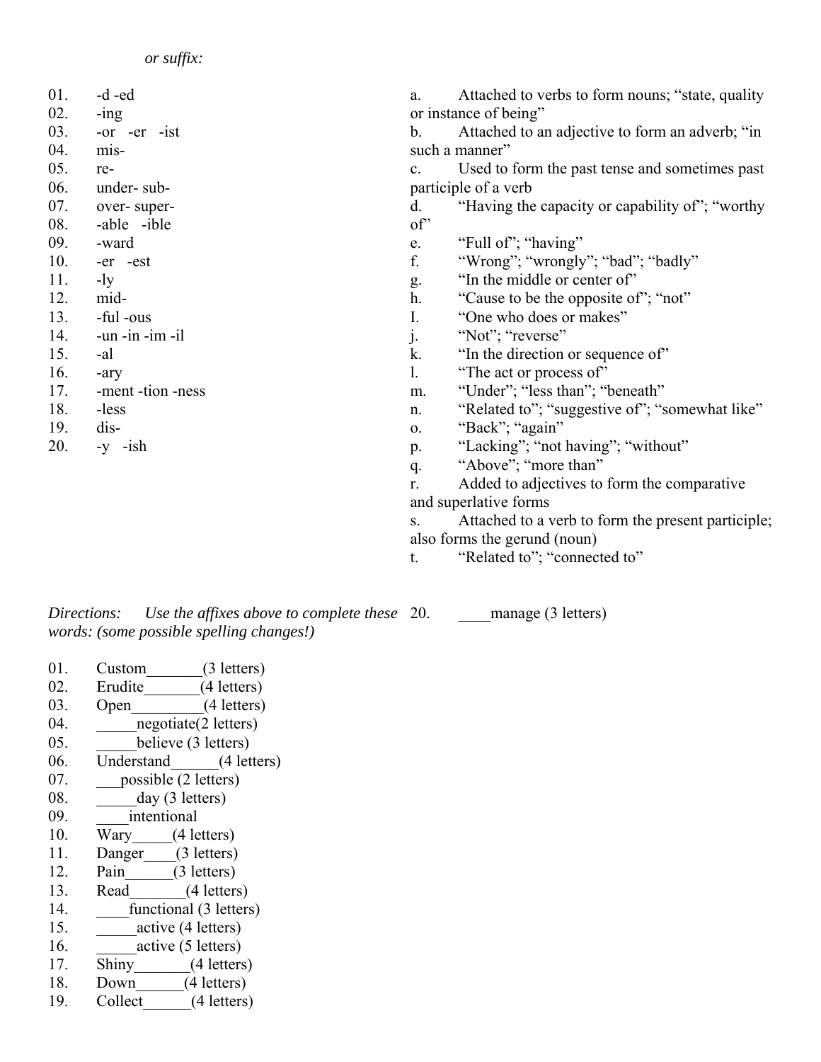*or suffix:*

01. -d -ed
02. -ing
03. -or -er -ist
04. mis-
05. re-
06. under- sub-
07. over- super-
08. -able -ible
09. -ward
10. -er -est
11. -ly
12. mid-
13. -ful -ous
14. -un -in -im -il
15. -al
16. -ary
17. -ment -tion -ness
18. -less
19. dis-
20. -y -ish

a. Attached to verbs to form nouns; "state, quality or instance of being"
b. Attached to an adjective to form an adverb; "in such a manner"
c. Used to form the past tense and sometimes past participle of a verb
d. "Having the capacity or capability of"; "worthy of"
e. "Full of"; "having"
f. "Wrong"; "wrongly"; "bad"; "badly"
g. "In the middle or center of"
h. "Cause to be the opposite of"; "not"
I. "One who does or makes"
j. "Not"; "reverse"
k. "In the direction or sequence of"
l. "The act or process of"
m. "Under"; "less than"; "beneath"
n. "Related to"; "suggestive of"; "somewhat like"
o. "Back"; "again"
p. "Lacking"; "not having"; "without"
q. "Above"; "more than"
r. Added to adjectives to form the comparative and superlative forms
s. Attached to a verb to form the present participle; also forms the gerund (noun)
t. "Related to"; "connected to"

*Directions: Use the affixes above to complete these words: (some possible spelling changes!)*

01. Custom_______(3 letters)
02. Erudite_______(4 letters)
03. Open_________(4 letters)
04. _____negotiate(2 letters)
05. _____believe (3 letters)
06. Understand______(4 letters)
07. ___possible (2 letters)
08. _____day (3 letters)
09. ____intentional
10. Wary_____(4 letters)
11. Danger____(3 letters)
12. Pain______(3 letters)
13. Read_______(4 letters)
14. ____functional (3 letters)
15. _____active (4 letters)
16. _____active (5 letters)
17. Shiny_______(4 letters)
18. Down______(4 letters)
19. Collect______(4 letters)
20. ____manage (3 letters)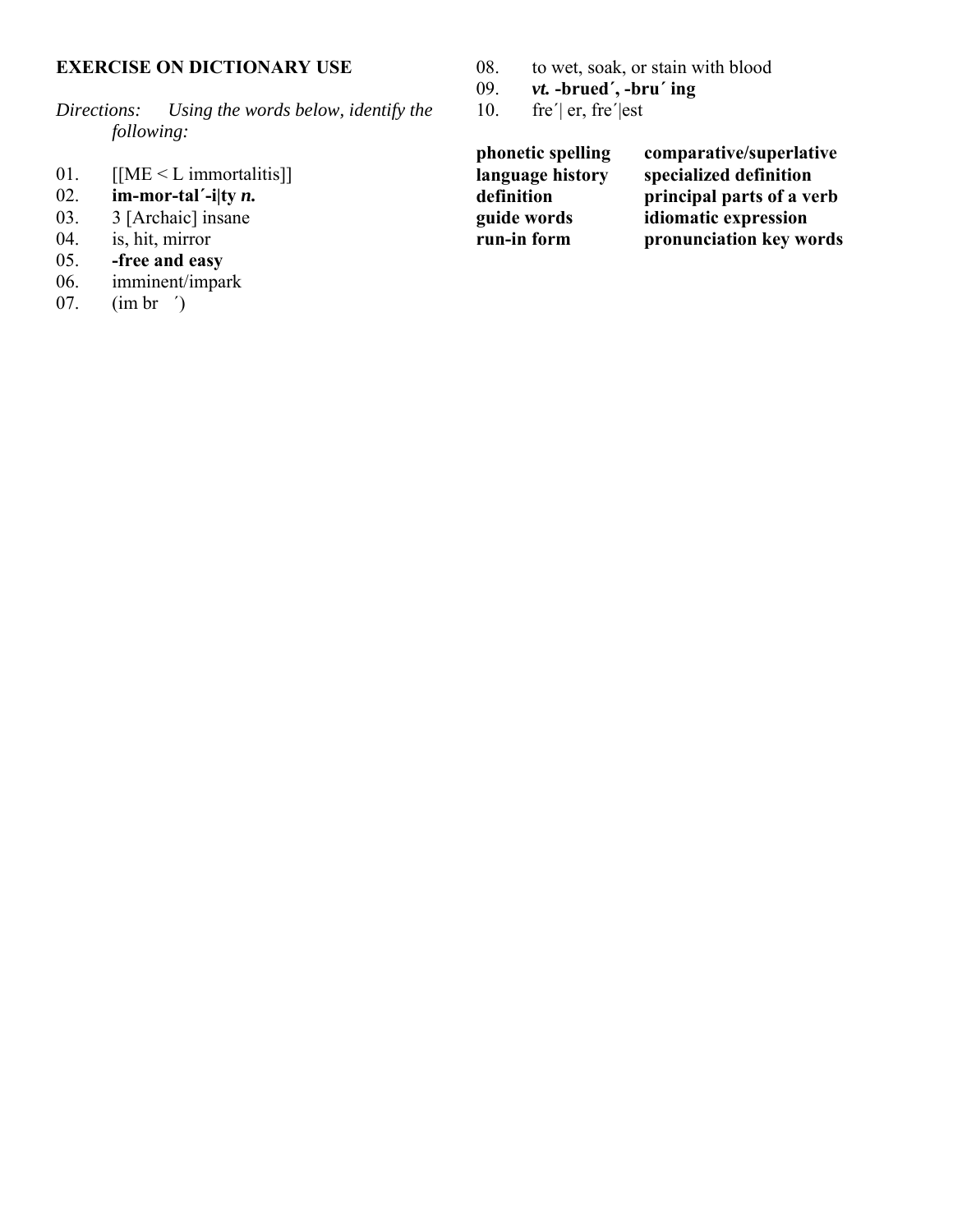**EXERCISE ON DICTIONARY USE**

*Directions: Using the words below, identify the following:*

01. [[ME < L immortalitis]]
02. **im-mor-tal´-i|ty *n.***
03. 3 [Archaic] insane
04. is, hit, mirror
05. **-free and easy**
06. imminent/impark
07. (im br ´)
08. to wet, soak, or stain with blood
09. ***vt.* -brued´, -bru´ ing**
10. fre´| er, fre´|est

| | |
|---|---|
| **phonetic spelling** | **comparative/superlative** |
| **language history** | **specialized definition** |
| **definition** | **principal parts of a verb** |
| **guide words** | **idiomatic expression** |
| **run-in form** | **pronunciation key words** |